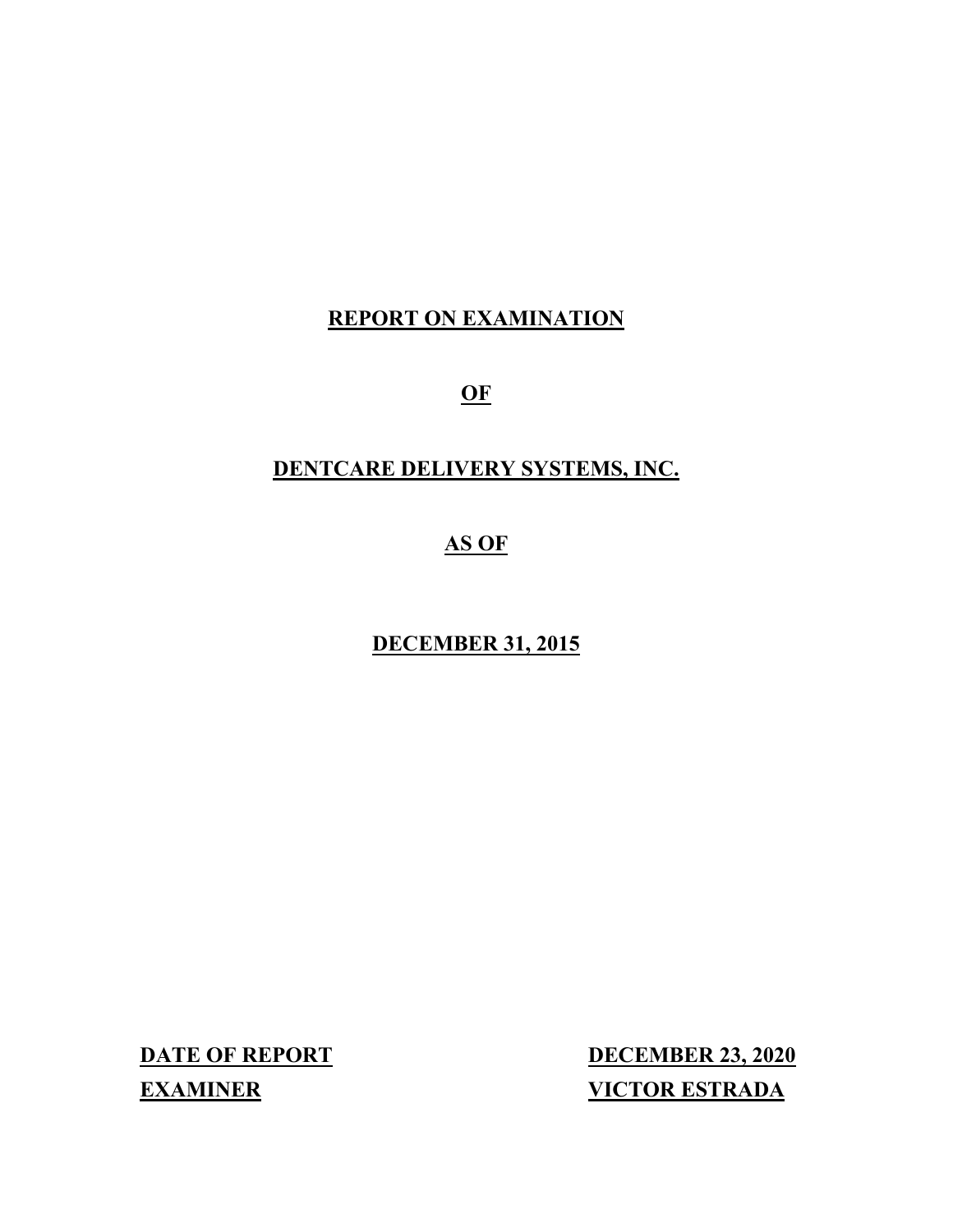# REPORT ON EXAMINATION

# OF

# DENTCARE DELIVERY SYSTEMS, INC.

# AS OF

# DECEMBER 31, 2015

| | |
|---|---|
| **DATE OF REPORT** | **DECEMBER 23, 2020** |
| **EXAMINER** | **VICTOR ESTRADA** |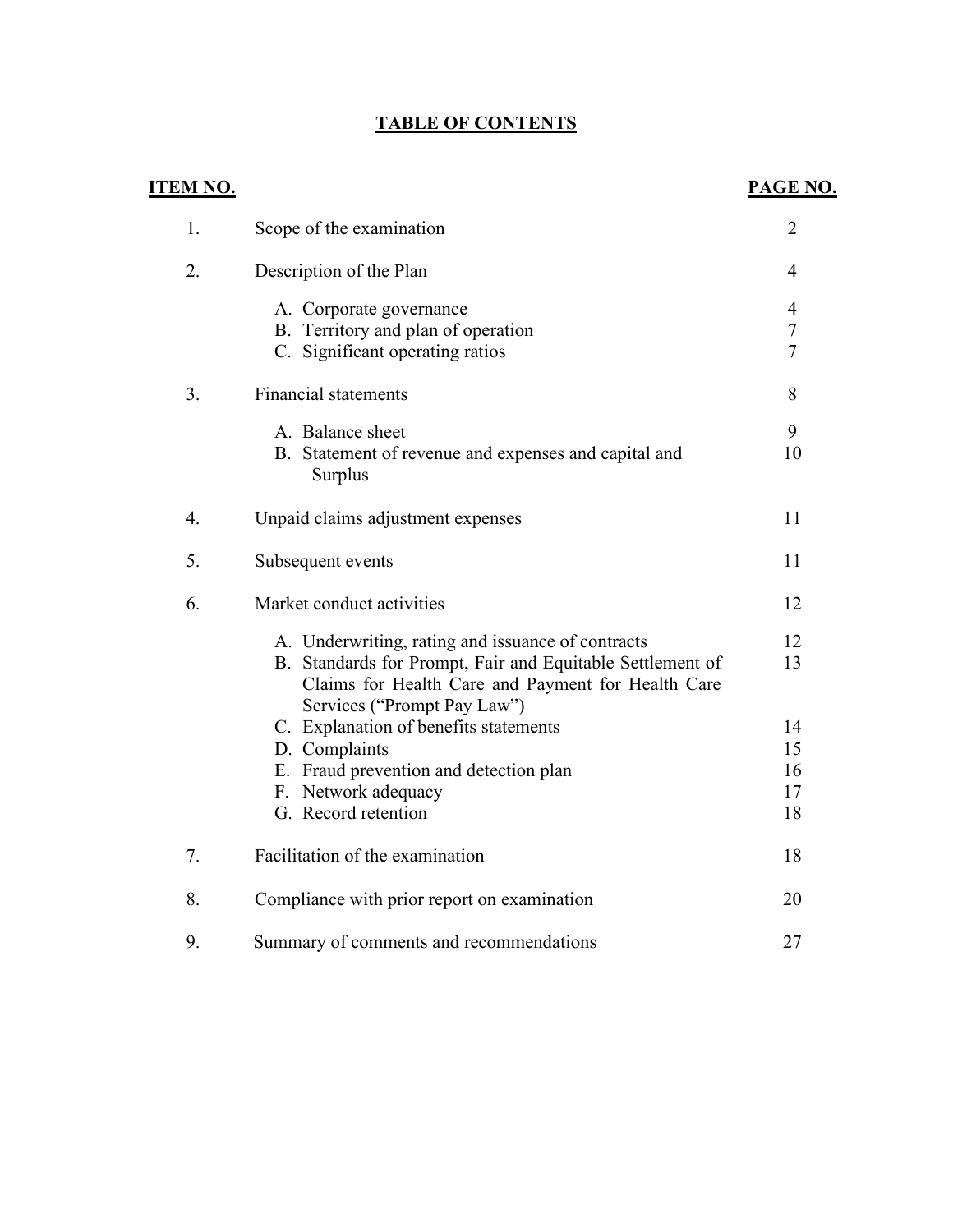# TABLE OF CONTENTS

| ITEM NO. | | PAGE NO. |
|---|---|---|
| 1. | Scope of the examination | 2 |
| 2. | Description of the Plan | 4 |
| | A. Corporate governance | 4 |
| | B. Territory and plan of operation | 7 |
| | C. Significant operating ratios | 7 |
| 3. | Financial statements | 8 |
| | A. Balance sheet | 9 |
| | B. Statement of revenue and expenses and capital and Surplus | 10 |
| 4. | Unpaid claims adjustment expenses | 11 |
| 5. | Subsequent events | 11 |
| 6. | Market conduct activities | 12 |
| | A. Underwriting, rating and issuance of contracts | 12 |
| | B. Standards for Prompt, Fair and Equitable Settlement of Claims for Health Care and Payment for Health Care Services ("Prompt Pay Law") | 13 |
| | C. Explanation of benefits statements | 14 |
| | D. Complaints | 15 |
| | E. Fraud prevention and detection plan | 16 |
| | F. Network adequacy | 17 |
| | G. Record retention | 18 |
| 7. | Facilitation of the examination | 18 |
| 8. | Compliance with prior report on examination | 20 |
| 9. | Summary of comments and recommendations | 27 |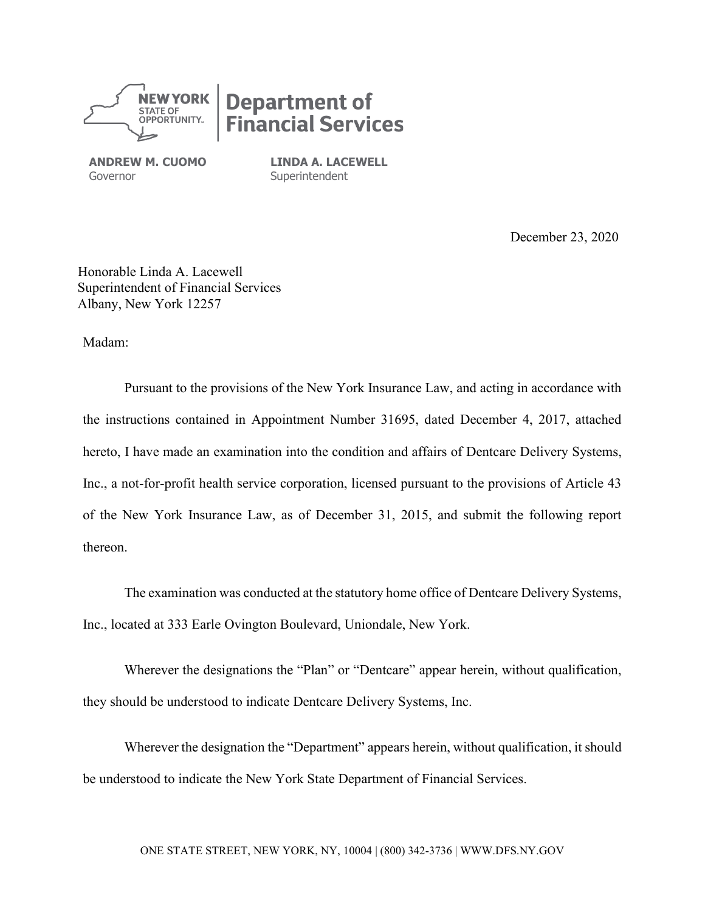**NEW YORK STATE OF OPPORTUNITY.** | **Department of Financial Services**

**ANDREW M. CUOMO**
Governor

**LINDA A. LACEWELL**
Superintendent

December 23, 2020

Honorable Linda A. Lacewell
Superintendent of Financial Services
Albany, New York 12257

Madam:

Pursuant to the provisions of the New York Insurance Law, and acting in accordance with the instructions contained in Appointment Number 31695, dated December 4, 2017, attached hereto, I have made an examination into the condition and affairs of Dentcare Delivery Systems, Inc., a not-for-profit health service corporation, licensed pursuant to the provisions of Article 43 of the New York Insurance Law, as of December 31, 2015, and submit the following report thereon.

The examination was conducted at the statutory home office of Dentcare Delivery Systems, Inc., located at 333 Earle Ovington Boulevard, Uniondale, New York.

Wherever the designations the "Plan" or "Dentcare" appear herein, without qualification, they should be understood to indicate Dentcare Delivery Systems, Inc.

Wherever the designation the "Department" appears herein, without qualification, it should be understood to indicate the New York State Department of Financial Services.

ONE STATE STREET, NEW YORK, NY, 10004 | (800) 342-3736 | WWW.DFS.NY.GOV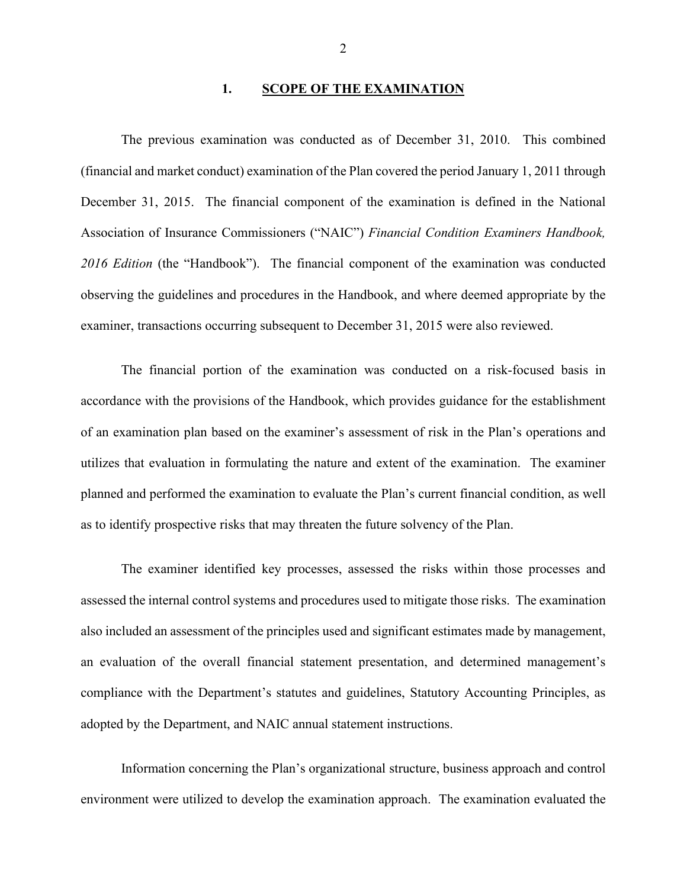## 1. SCOPE OF THE EXAMINATION

The previous examination was conducted as of December 31, 2010. This combined (financial and market conduct) examination of the Plan covered the period January 1, 2011 through December 31, 2015. The financial component of the examination is defined in the National Association of Insurance Commissioners ("NAIC") *Financial Condition Examiners Handbook, 2016 Edition* (the "Handbook"). The financial component of the examination was conducted observing the guidelines and procedures in the Handbook, and where deemed appropriate by the examiner, transactions occurring subsequent to December 31, 2015 were also reviewed.

The financial portion of the examination was conducted on a risk-focused basis in accordance with the provisions of the Handbook, which provides guidance for the establishment of an examination plan based on the examiner's assessment of risk in the Plan's operations and utilizes that evaluation in formulating the nature and extent of the examination. The examiner planned and performed the examination to evaluate the Plan's current financial condition, as well as to identify prospective risks that may threaten the future solvency of the Plan.

The examiner identified key processes, assessed the risks within those processes and assessed the internal control systems and procedures used to mitigate those risks. The examination also included an assessment of the principles used and significant estimates made by management, an evaluation of the overall financial statement presentation, and determined management's compliance with the Department's statutes and guidelines, Statutory Accounting Principles, as adopted by the Department, and NAIC annual statement instructions.

Information concerning the Plan's organizational structure, business approach and control environment were utilized to develop the examination approach. The examination evaluated the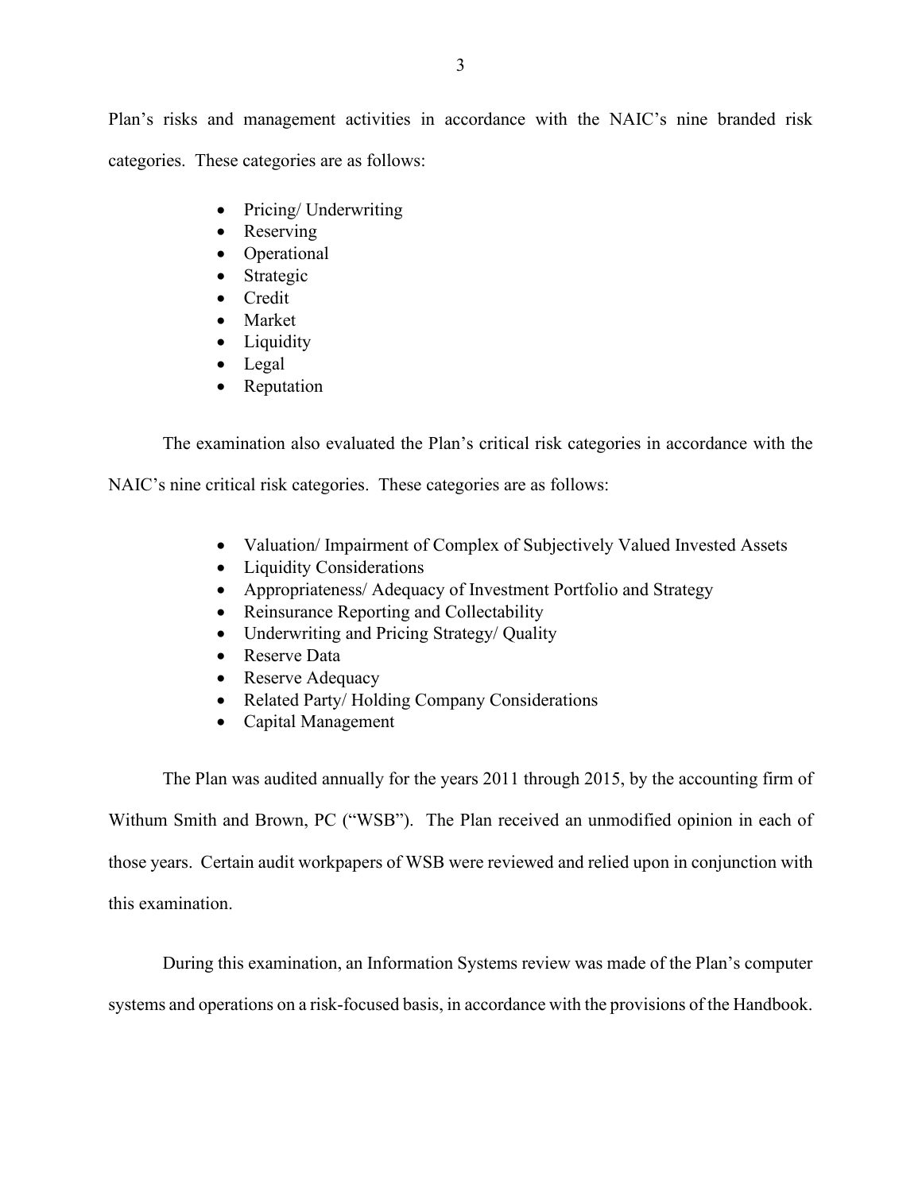Plan's risks and management activities in accordance with the NAIC's nine branded risk categories. These categories are as follows:

- Pricing/ Underwriting
- Reserving
- Operational
- Strategic
- Credit
- Market
- Liquidity
- Legal
- Reputation

The examination also evaluated the Plan's critical risk categories in accordance with the NAIC's nine critical risk categories. These categories are as follows:

- Valuation/ Impairment of Complex of Subjectively Valued Invested Assets
- Liquidity Considerations
- Appropriateness/ Adequacy of Investment Portfolio and Strategy
- Reinsurance Reporting and Collectability
- Underwriting and Pricing Strategy/ Quality
- Reserve Data
- Reserve Adequacy
- Related Party/ Holding Company Considerations
- Capital Management

The Plan was audited annually for the years 2011 through 2015, by the accounting firm of Withum Smith and Brown, PC ("WSB"). The Plan received an unmodified opinion in each of those years. Certain audit workpapers of WSB were reviewed and relied upon in conjunction with this examination.

During this examination, an Information Systems review was made of the Plan's computer systems and operations on a risk-focused basis, in accordance with the provisions of the Handbook.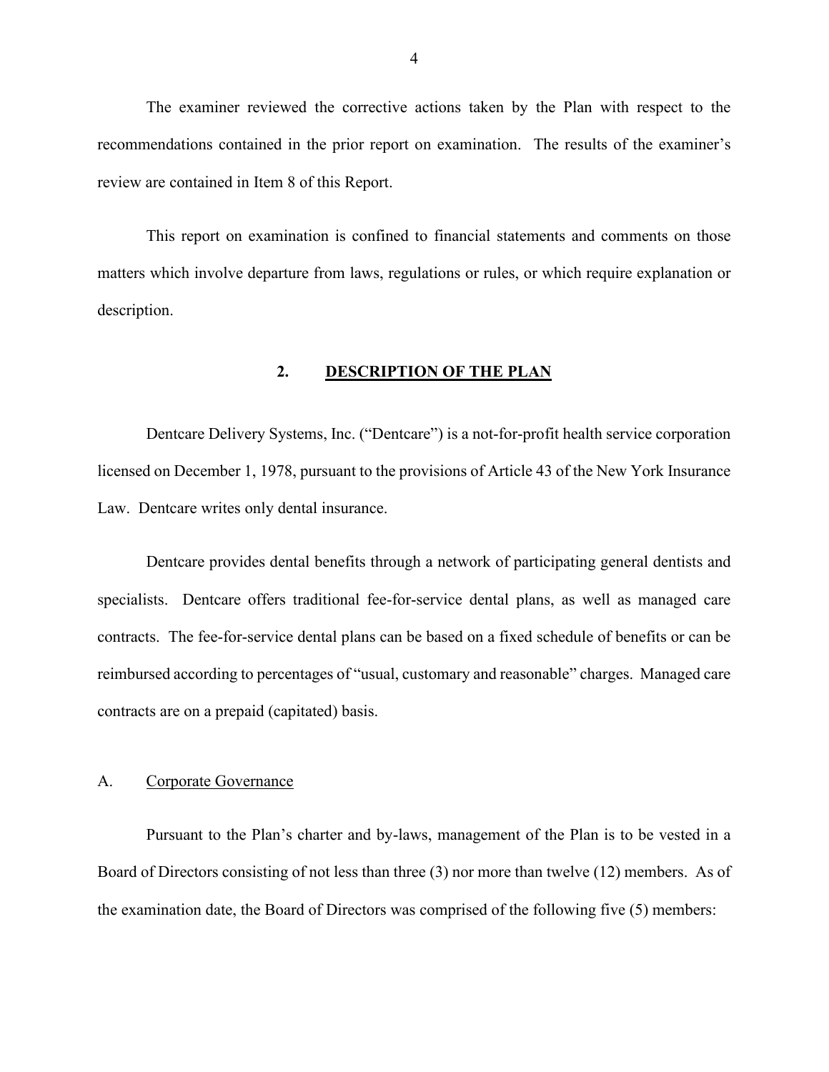The examiner reviewed the corrective actions taken by the Plan with respect to the recommendations contained in the prior report on examination. The results of the examiner's review are contained in Item 8 of this Report.

This report on examination is confined to financial statements and comments on those matters which involve departure from laws, regulations or rules, or which require explanation or description.

## 2. DESCRIPTION OF THE PLAN

Dentcare Delivery Systems, Inc. ("Dentcare") is a not-for-profit health service corporation licensed on December 1, 1978, pursuant to the provisions of Article 43 of the New York Insurance Law. Dentcare writes only dental insurance.

Dentcare provides dental benefits through a network of participating general dentists and specialists. Dentcare offers traditional fee-for-service dental plans, as well as managed care contracts. The fee-for-service dental plans can be based on a fixed schedule of benefits or can be reimbursed according to percentages of "usual, customary and reasonable" charges. Managed care contracts are on a prepaid (capitated) basis.

### A. Corporate Governance

Pursuant to the Plan's charter and by-laws, management of the Plan is to be vested in a Board of Directors consisting of not less than three (3) nor more than twelve (12) members. As of the examination date, the Board of Directors was comprised of the following five (5) members: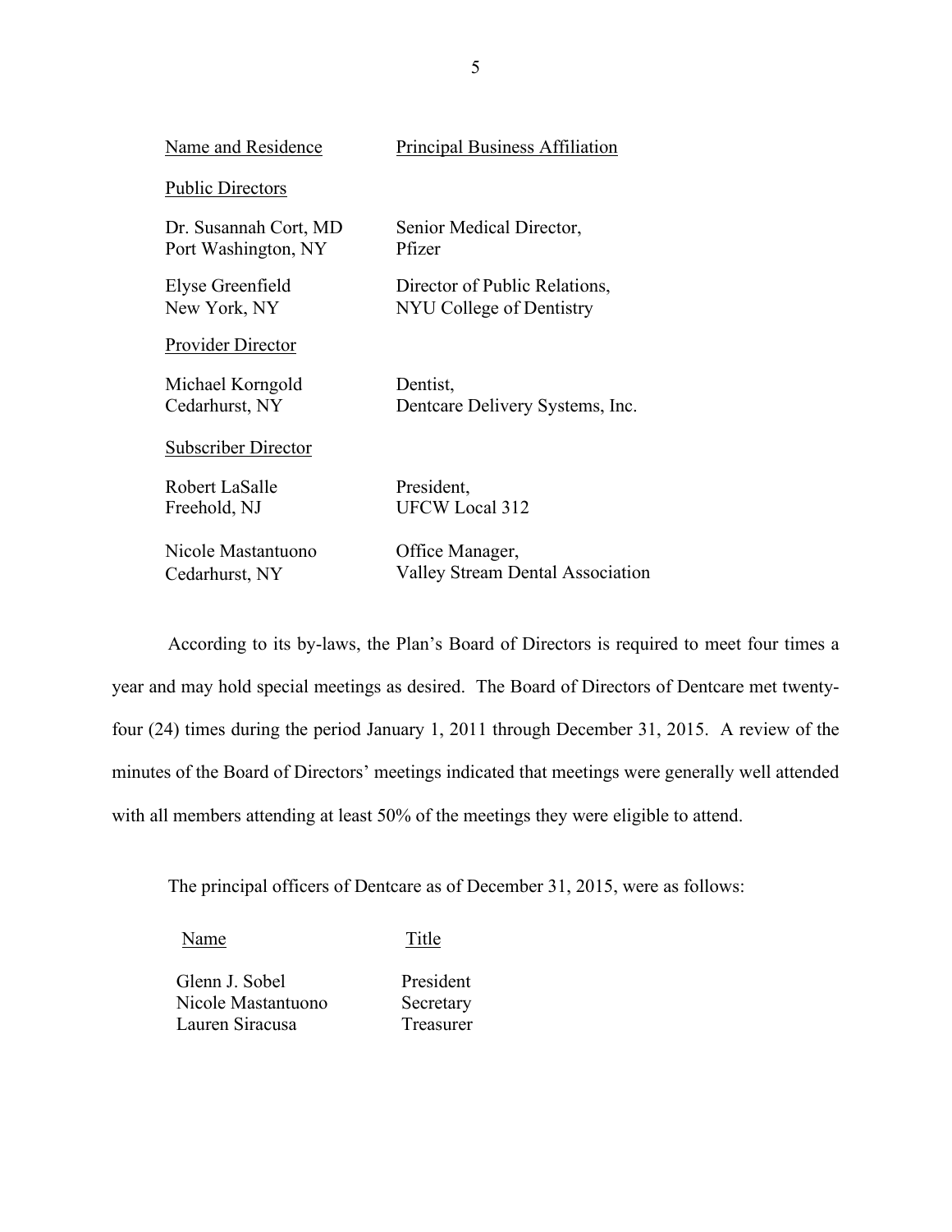| Name and Residence | Principal Business Affiliation |
| --- | --- |
| Public Directors | |
| Dr. Susannah Cort, MD<br>Port Washington, NY | Senior Medical Director,<br>Pfizer |
| Elyse Greenfield<br>New York, NY | Director of Public Relations,<br>NYU College of Dentistry |
| Provider Director | |
| Michael Korngold<br>Cedarhurst, NY | Dentist,<br>Dentcare Delivery Systems, Inc. |
| Subscriber Director | |
| Robert LaSalle<br>Freehold, NJ | President,<br>UFCW Local 312 |
| Nicole Mastantuono<br>Cedarhurst, NY | Office Manager,<br>Valley Stream Dental Association |

According to its by-laws, the Plan's Board of Directors is required to meet four times a year and may hold special meetings as desired. The Board of Directors of Dentcare met twenty-four (24) times during the period January 1, 2011 through December 31, 2015. A review of the minutes of the Board of Directors' meetings indicated that meetings were generally well attended with all members attending at least 50% of the meetings they were eligible to attend.

The principal officers of Dentcare as of December 31, 2015, were as follows:

| Name | Title |
| --- | --- |
| Glenn J. Sobel | President |
| Nicole Mastantuono | Secretary |
| Lauren Siracusa | Treasurer |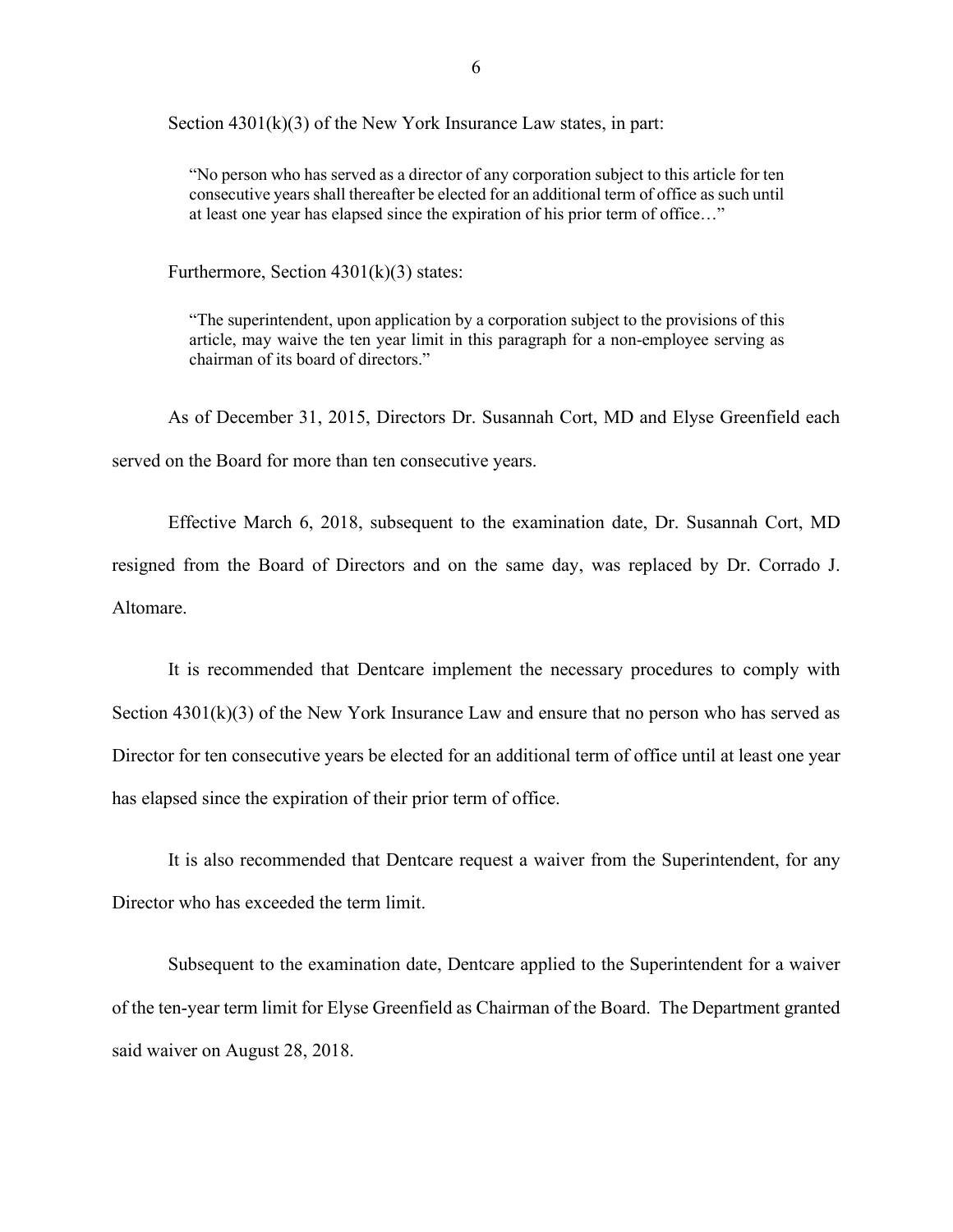Section 4301(k)(3) of the New York Insurance Law states, in part:

> "No person who has served as a director of any corporation subject to this article for ten consecutive years shall thereafter be elected for an additional term of office as such until at least one year has elapsed since the expiration of his prior term of office…"

Furthermore, Section 4301(k)(3) states:

> "The superintendent, upon application by a corporation subject to the provisions of this article, may waive the ten year limit in this paragraph for a non-employee serving as chairman of its board of directors."

As of December 31, 2015, Directors Dr. Susannah Cort, MD and Elyse Greenfield each served on the Board for more than ten consecutive years.

Effective March 6, 2018, subsequent to the examination date, Dr. Susannah Cort, MD resigned from the Board of Directors and on the same day, was replaced by Dr. Corrado J. Altomare.

It is recommended that Dentcare implement the necessary procedures to comply with Section 4301(k)(3) of the New York Insurance Law and ensure that no person who has served as Director for ten consecutive years be elected for an additional term of office until at least one year has elapsed since the expiration of their prior term of office.

It is also recommended that Dentcare request a waiver from the Superintendent, for any Director who has exceeded the term limit.

Subsequent to the examination date, Dentcare applied to the Superintendent for a waiver of the ten-year term limit for Elyse Greenfield as Chairman of the Board. The Department granted said waiver on August 28, 2018.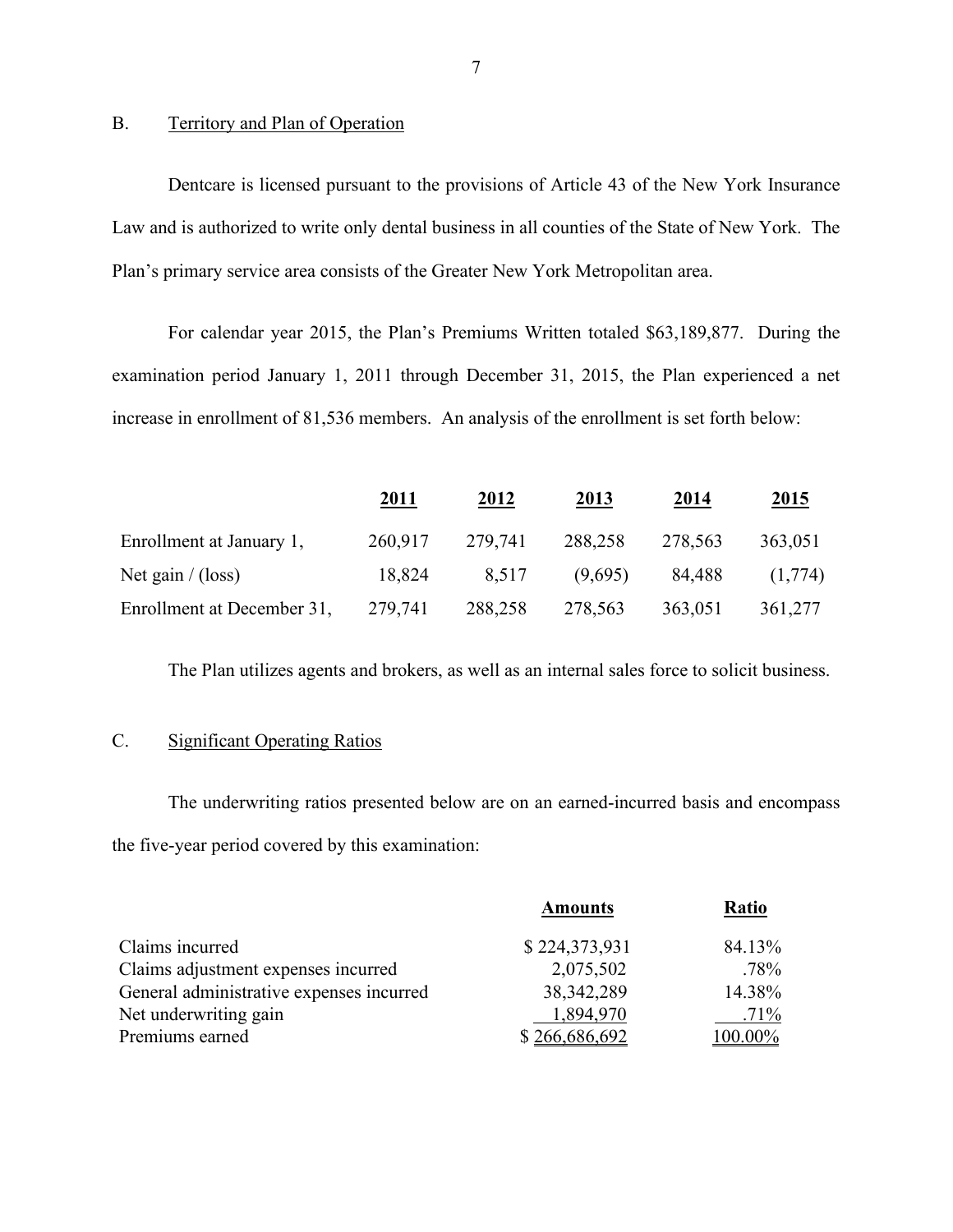## B. Territory and Plan of Operation

Dentcare is licensed pursuant to the provisions of Article 43 of the New York Insurance Law and is authorized to write only dental business in all counties of the State of New York. The Plan's primary service area consists of the Greater New York Metropolitan area.

For calendar year 2015, the Plan's Premiums Written totaled $63,189,877. During the examination period January 1, 2011 through December 31, 2015, the Plan experienced a net increase in enrollment of 81,536 members. An analysis of the enrollment is set forth below:

| | 2011 | 2012 | 2013 | 2014 | 2015 |
|---|---|---|---|---|---|
| Enrollment at January 1, | 260,917 | 279,741 | 288,258 | 278,563 | 363,051 |
| Net gain / (loss) | 18,824 | 8,517 | (9,695) | 84,488 | (1,774) |
| Enrollment at December 31, | 279,741 | 288,258 | 278,563 | 363,051 | 361,277 |

The Plan utilizes agents and brokers, as well as an internal sales force to solicit business.

## C. Significant Operating Ratios

The underwriting ratios presented below are on an earned-incurred basis and encompass the five-year period covered by this examination:

| | Amounts | Ratio |
|---|---|---|
| Claims incurred | $ 224,373,931 | 84.13% |
| Claims adjustment expenses incurred | 2,075,502 | .78% |
| General administrative expenses incurred | 38,342,289 | 14.38% |
| Net underwriting gain | 1,894,970 | .71% |
| Premiums earned | $ 266,686,692 | 100.00% |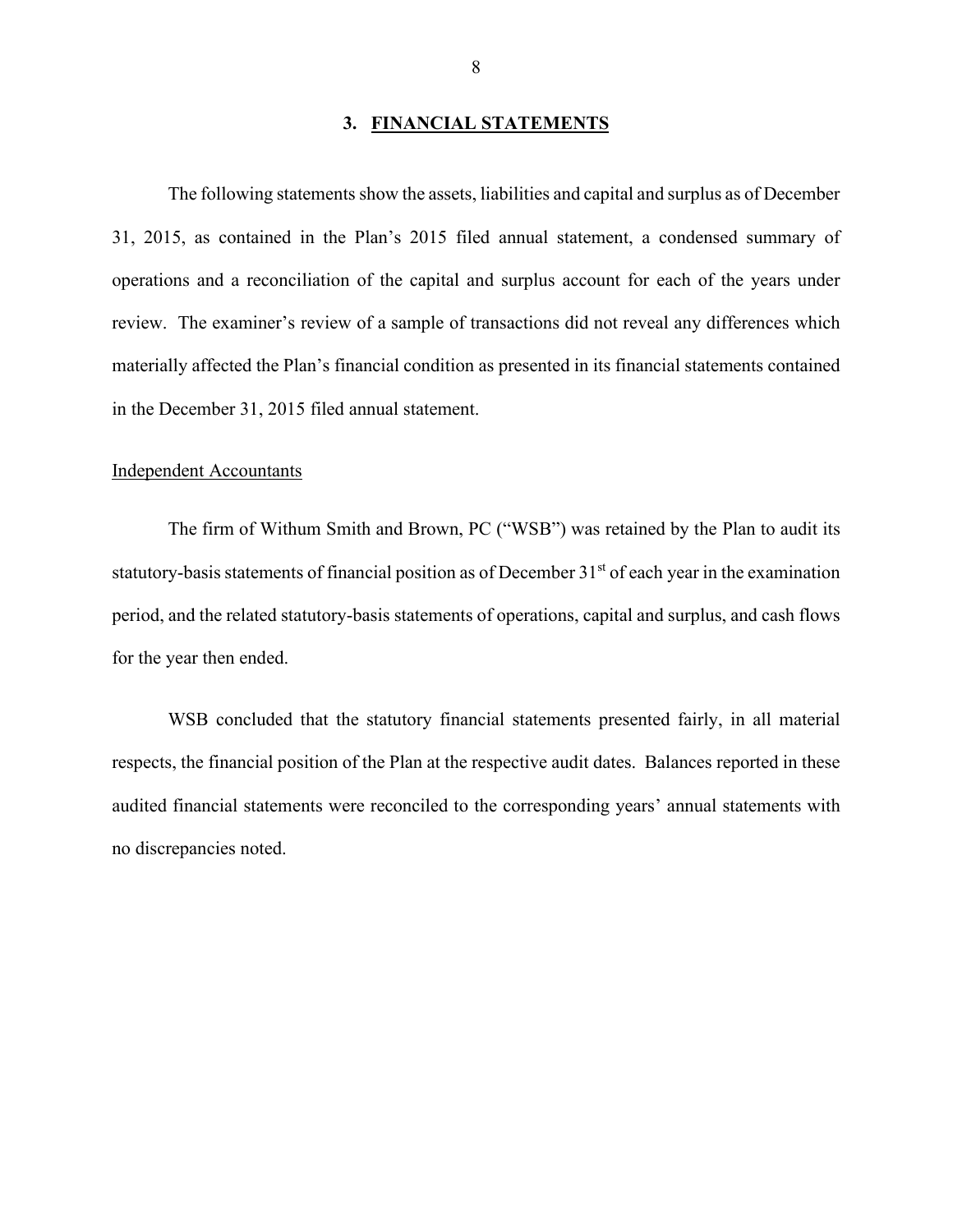## 3. FINANCIAL STATEMENTS

The following statements show the assets, liabilities and capital and surplus as of December 31, 2015, as contained in the Plan's 2015 filed annual statement, a condensed summary of operations and a reconciliation of the capital and surplus account for each of the years under review. The examiner's review of a sample of transactions did not reveal any differences which materially affected the Plan's financial condition as presented in its financial statements contained in the December 31, 2015 filed annual statement.

### Independent Accountants

The firm of Withum Smith and Brown, PC ("WSB") was retained by the Plan to audit its statutory-basis statements of financial position as of December 31st of each year in the examination period, and the related statutory-basis statements of operations, capital and surplus, and cash flows for the year then ended.

WSB concluded that the statutory financial statements presented fairly, in all material respects, the financial position of the Plan at the respective audit dates. Balances reported in these audited financial statements were reconciled to the corresponding years' annual statements with no discrepancies noted.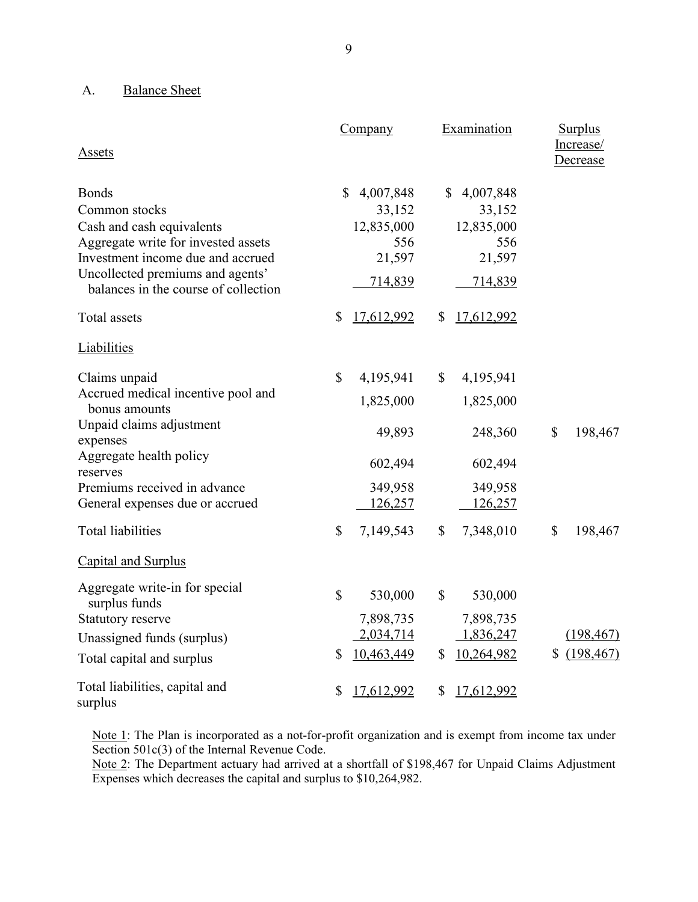A. Balance Sheet

| Assets | Company | Examination | Surplus Increase/ Decrease |
|---|---|---|---|
| Bonds | $ 4,007,848 | $ 4,007,848 | |
| Common stocks | 33,152 | 33,152 | |
| Cash and cash equivalents | 12,835,000 | 12,835,000 | |
| Aggregate write for invested assets | 556 | 556 | |
| Investment income due and accrued | 21,597 | 21,597 | |
| Uncollected premiums and agents' balances in the course of collection | 714,839 | 714,839 | |
| Total assets | $ 17,612,992 | $ 17,612,992 | |
| **Liabilities** | | | |
| Claims unpaid | $ 4,195,941 | $ 4,195,941 | |
| Accrued medical incentive pool and bonus amounts | 1,825,000 | 1,825,000 | |
| Unpaid claims adjustment expenses | 49,893 | 248,360 | $ 198,467 |
| Aggregate health policy reserves | 602,494 | 602,494 | |
| Premiums received in advance | 349,958 | 349,958 | |
| General expenses due or accrued | 126,257 | 126,257 | |
| Total liabilities | $ 7,149,543 | $ 7,348,010 | $ 198,467 |
| **Capital and Surplus** | | | |
| Aggregate write-in for special surplus funds | $ 530,000 | $ 530,000 | |
| Statutory reserve | 7,898,735 | 7,898,735 | |
| Unassigned funds (surplus) | 2,034,714 | 1,836,247 | (198,467) |
| Total capital and surplus | $ 10,463,449 | $ 10,264,982 | $ (198,467) |
| Total liabilities, capital and surplus | $ 17,612,992 | $ 17,612,992 | |

Note 1: The Plan is incorporated as a not-for-profit organization and is exempt from income tax under Section 501c(3) of the Internal Revenue Code.

Note 2: The Department actuary had arrived at a shortfall of $198,467 for Unpaid Claims Adjustment Expenses which decreases the capital and surplus to $10,264,982.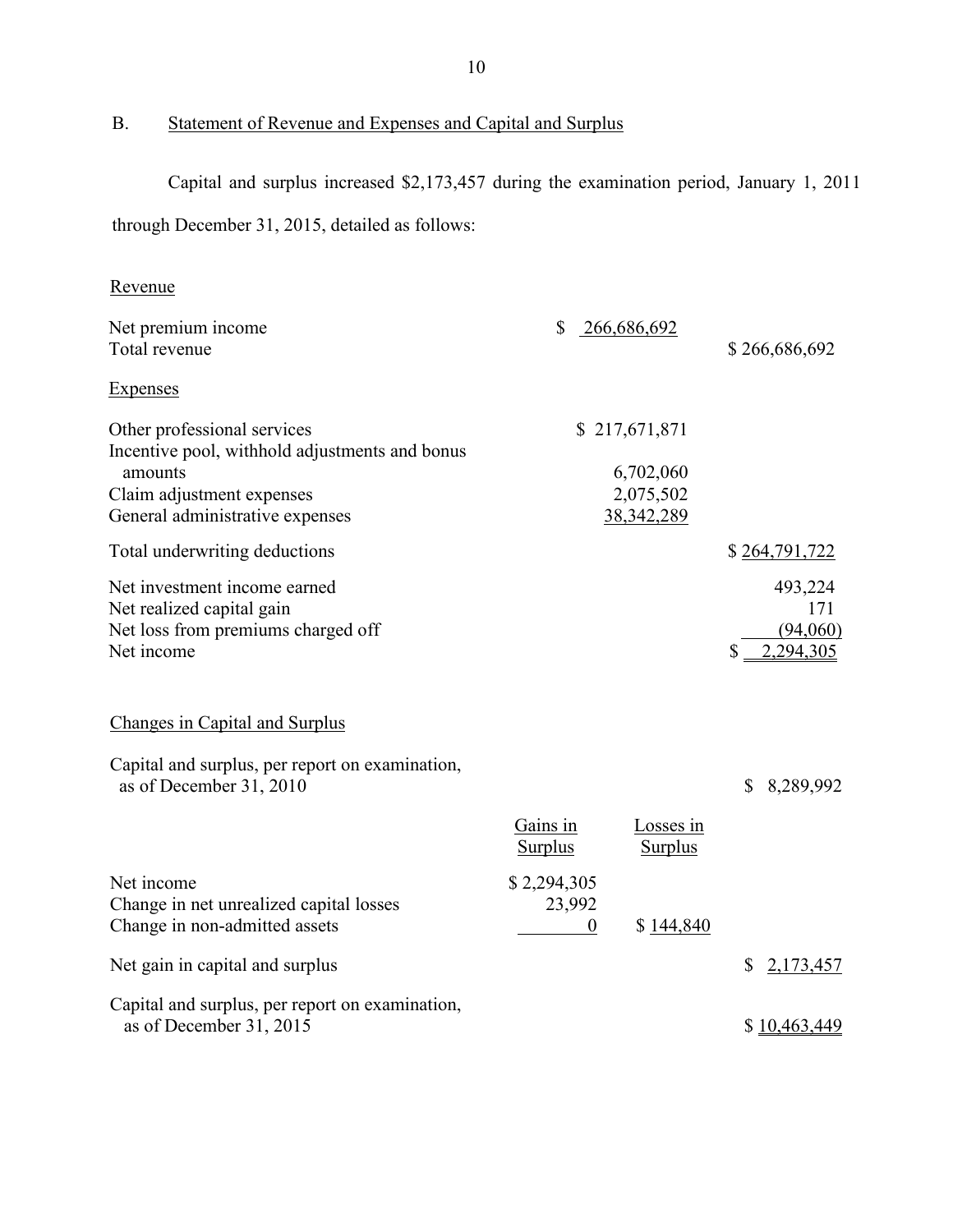## B. Statement of Revenue and Expenses and Capital and Surplus

Capital and surplus increased $2,173,457 during the examination period, January 1, 2011 through December 31, 2015, detailed as follows:

| | | |
|---|---|---|
| **Revenue** | | |
| Net premium income | $ 266,686,692 | |
| Total revenue | | $ 266,686,692 |
| **Expenses** | | |
| Other professional services | $ 217,671,871 | |
| Incentive pool, withhold adjustments and bonus amounts | 6,702,060 | |
| Claim adjustment expenses | 2,075,502 | |
| General administrative expenses | 38,342,289 | |
| Total underwriting deductions | | $ 264,791,722 |
| Net investment income earned | | 493,224 |
| Net realized capital gain | | 171 |
| Net loss from premiums charged off | | (94,060) |
| Net income | | $ 2,294,305 |

**Changes in Capital and Surplus**

| | Gains in Surplus | Losses in Surplus | |
|---|---|---|---|
| Capital and surplus, per report on examination, as of December 31, 2010 | | | $ 8,289,992 |
| Net income | $ 2,294,305 | | |
| Change in net unrealized capital losses | 23,992 | | |
| Change in non-admitted assets | 0 | $ 144,840 | |
| Net gain in capital and surplus | | | $ 2,173,457 |
| Capital and surplus, per report on examination, as of December 31, 2015 | | | $ 10,463,449 |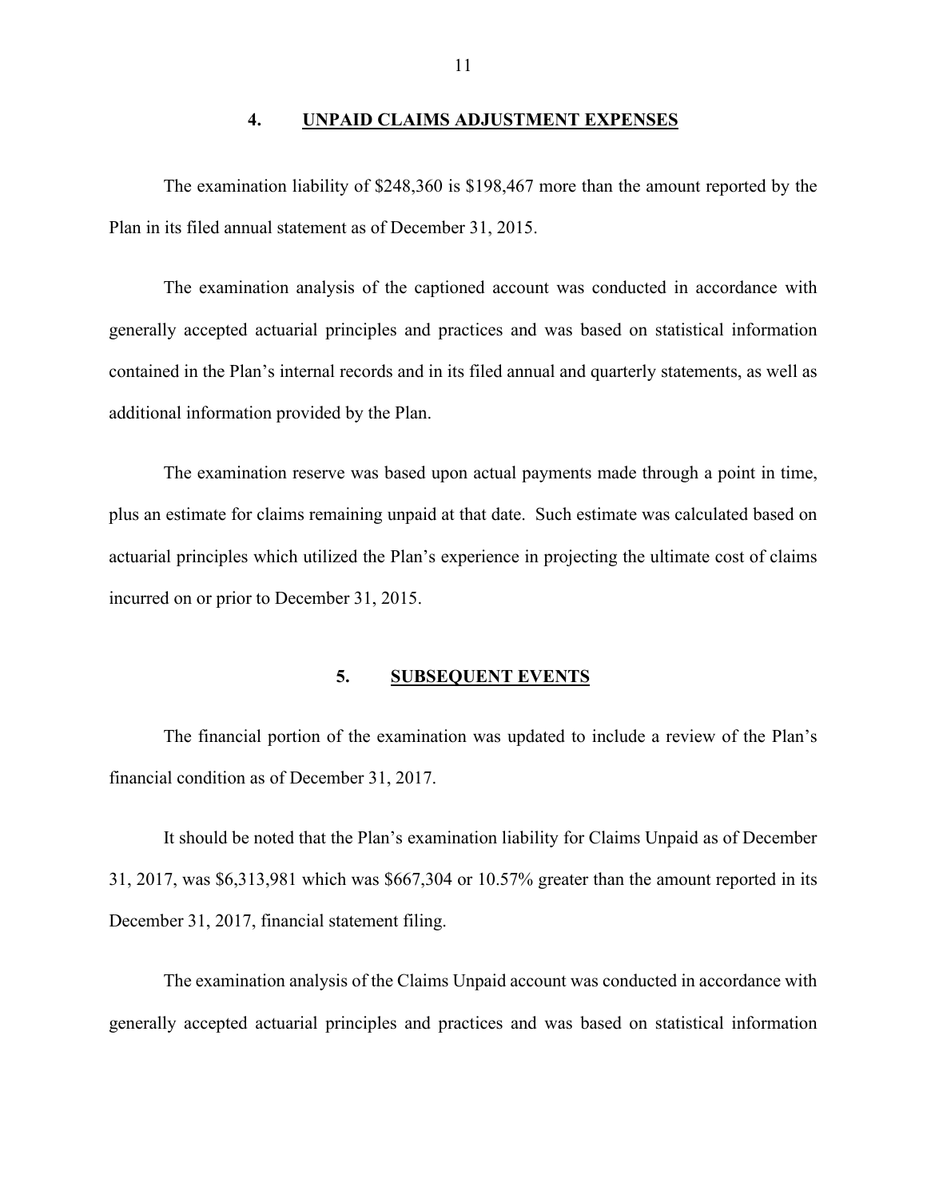## 4. UNPAID CLAIMS ADJUSTMENT EXPENSES

The examination liability of $248,360 is $198,467 more than the amount reported by the Plan in its filed annual statement as of December 31, 2015.

The examination analysis of the captioned account was conducted in accordance with generally accepted actuarial principles and practices and was based on statistical information contained in the Plan's internal records and in its filed annual and quarterly statements, as well as additional information provided by the Plan.

The examination reserve was based upon actual payments made through a point in time, plus an estimate for claims remaining unpaid at that date. Such estimate was calculated based on actuarial principles which utilized the Plan's experience in projecting the ultimate cost of claims incurred on or prior to December 31, 2015.

## 5. SUBSEQUENT EVENTS

The financial portion of the examination was updated to include a review of the Plan's financial condition as of December 31, 2017.

It should be noted that the Plan's examination liability for Claims Unpaid as of December 31, 2017, was $6,313,981 which was $667,304 or 10.57% greater than the amount reported in its December 31, 2017, financial statement filing.

The examination analysis of the Claims Unpaid account was conducted in accordance with generally accepted actuarial principles and practices and was based on statistical information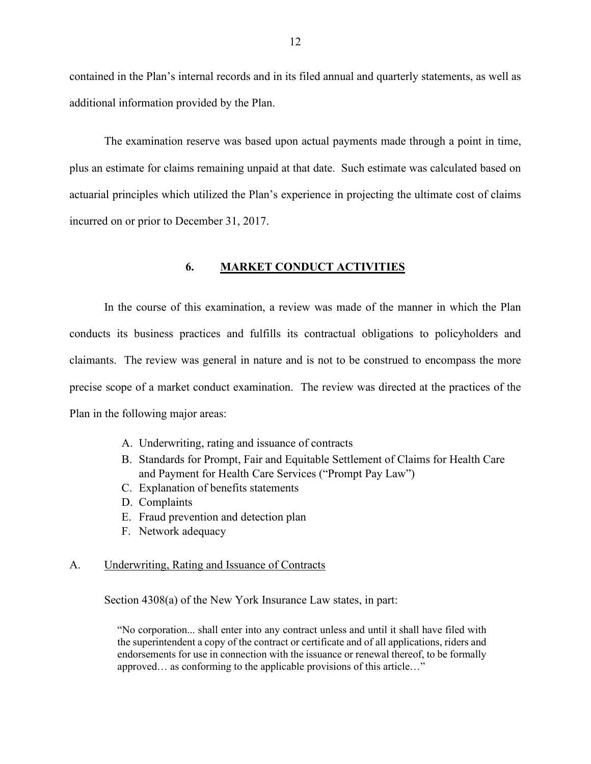contained in the Plan's internal records and in its filed annual and quarterly statements, as well as additional information provided by the Plan.

The examination reserve was based upon actual payments made through a point in time, plus an estimate for claims remaining unpaid at that date. Such estimate was calculated based on actuarial principles which utilized the Plan's experience in projecting the ultimate cost of claims incurred on or prior to December 31, 2017.

## 6. MARKET CONDUCT ACTIVITIES

In the course of this examination, a review was made of the manner in which the Plan conducts its business practices and fulfills its contractual obligations to policyholders and claimants. The review was general in nature and is not to be construed to encompass the more precise scope of a market conduct examination. The review was directed at the practices of the Plan in the following major areas:

A. Underwriting, rating and issuance of contracts
B. Standards for Prompt, Fair and Equitable Settlement of Claims for Health Care and Payment for Health Care Services ("Prompt Pay Law")
C. Explanation of benefits statements
D. Complaints
E. Fraud prevention and detection plan
F. Network adequacy

### A. Underwriting, Rating and Issuance of Contracts

Section 4308(a) of the New York Insurance Law states, in part:

> "No corporation... shall enter into any contract unless and until it shall have filed with the superintendent a copy of the contract or certificate and of all applications, riders and endorsements for use in connection with the issuance or renewal thereof, to be formally approved… as conforming to the applicable provisions of this article…"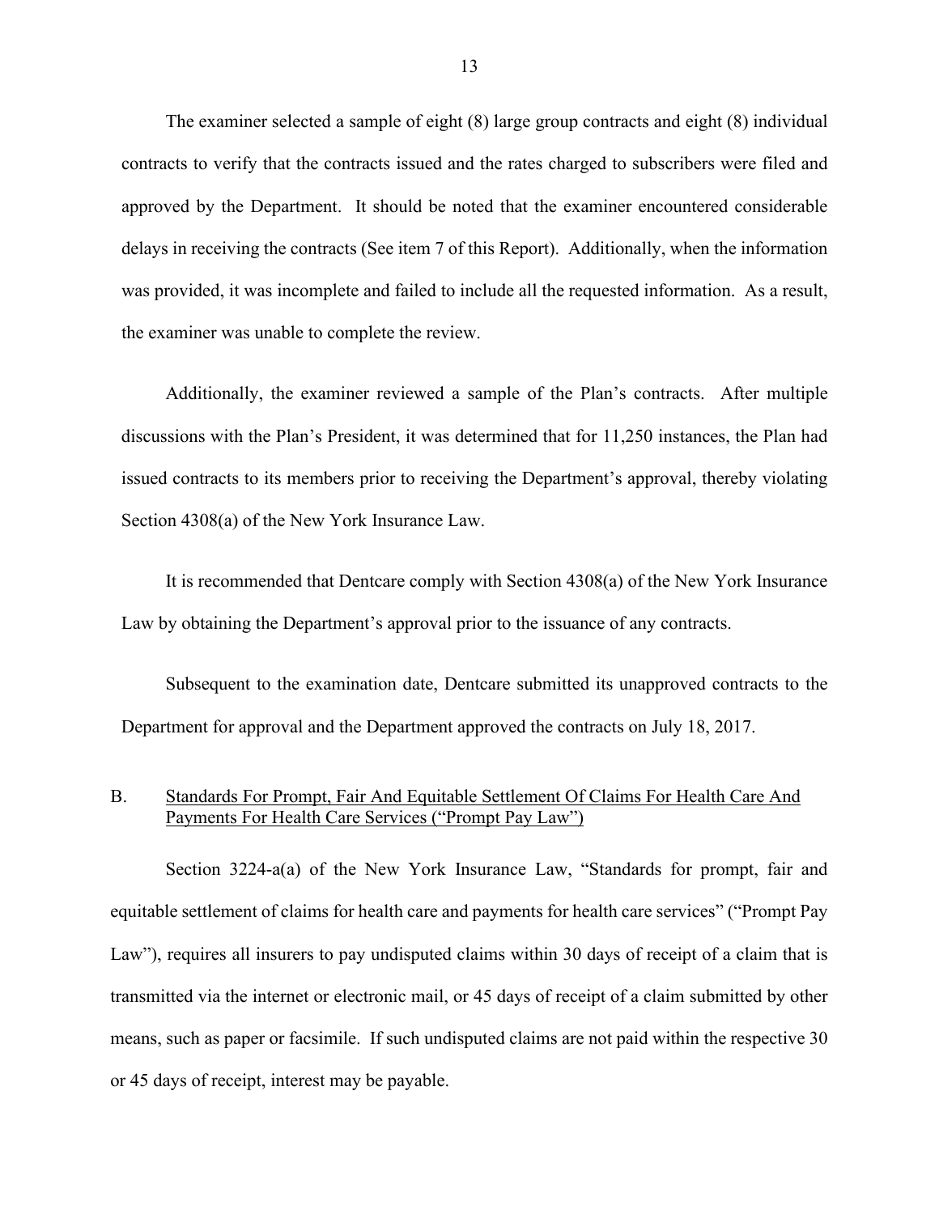The examiner selected a sample of eight (8) large group contracts and eight (8) individual contracts to verify that the contracts issued and the rates charged to subscribers were filed and approved by the Department. It should be noted that the examiner encountered considerable delays in receiving the contracts (See item 7 of this Report). Additionally, when the information was provided, it was incomplete and failed to include all the requested information. As a result, the examiner was unable to complete the review.

Additionally, the examiner reviewed a sample of the Plan's contracts. After multiple discussions with the Plan's President, it was determined that for 11,250 instances, the Plan had issued contracts to its members prior to receiving the Department's approval, thereby violating Section 4308(a) of the New York Insurance Law.

It is recommended that Dentcare comply with Section 4308(a) of the New York Insurance Law by obtaining the Department's approval prior to the issuance of any contracts.

Subsequent to the examination date, Dentcare submitted its unapproved contracts to the Department for approval and the Department approved the contracts on July 18, 2017.

## B. Standards For Prompt, Fair And Equitable Settlement Of Claims For Health Care And Payments For Health Care Services ("Prompt Pay Law")

Section 3224-a(a) of the New York Insurance Law, "Standards for prompt, fair and equitable settlement of claims for health care and payments for health care services" ("Prompt Pay Law"), requires all insurers to pay undisputed claims within 30 days of receipt of a claim that is transmitted via the internet or electronic mail, or 45 days of receipt of a claim submitted by other means, such as paper or facsimile. If such undisputed claims are not paid within the respective 30 or 45 days of receipt, interest may be payable.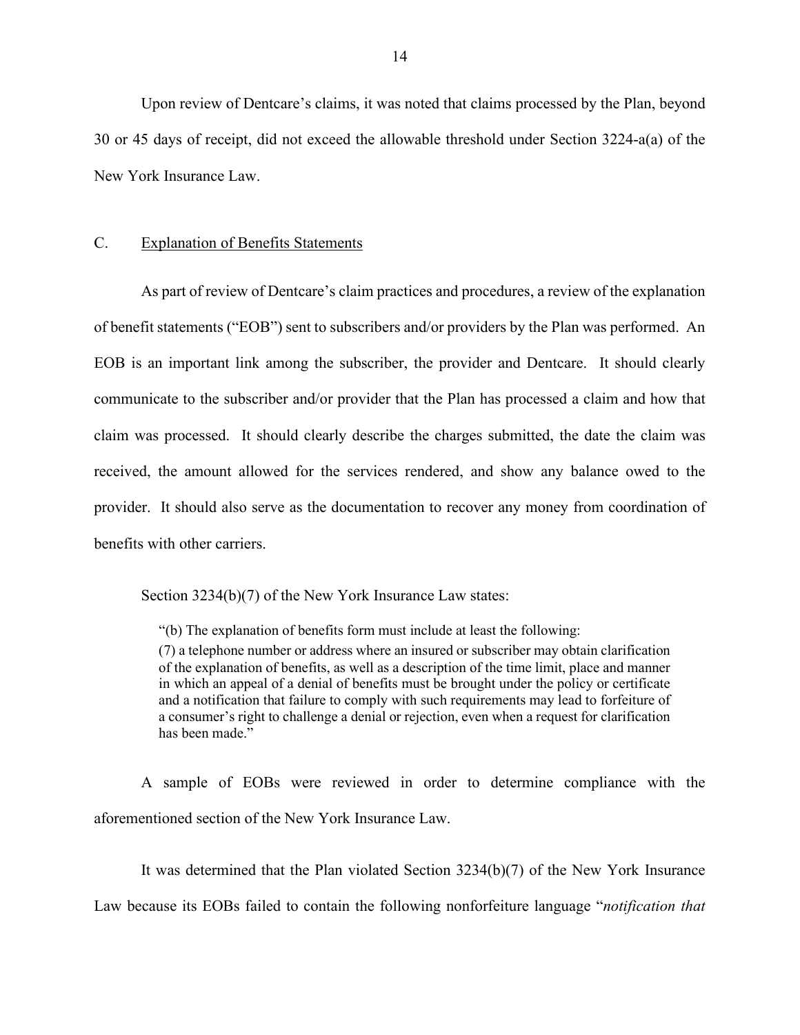Upon review of Dentcare's claims, it was noted that claims processed by the Plan, beyond 30 or 45 days of receipt, did not exceed the allowable threshold under Section 3224-a(a) of the New York Insurance Law.

## C. Explanation of Benefits Statements

As part of review of Dentcare's claim practices and procedures, a review of the explanation of benefit statements ("EOB") sent to subscribers and/or providers by the Plan was performed. An EOB is an important link among the subscriber, the provider and Dentcare. It should clearly communicate to the subscriber and/or provider that the Plan has processed a claim and how that claim was processed. It should clearly describe the charges submitted, the date the claim was received, the amount allowed for the services rendered, and show any balance owed to the provider. It should also serve as the documentation to recover any money from coordination of benefits with other carriers.

Section 3234(b)(7) of the New York Insurance Law states:

> "(b) The explanation of benefits form must include at least the following:
>
> (7) a telephone number or address where an insured or subscriber may obtain clarification of the explanation of benefits, as well as a description of the time limit, place and manner in which an appeal of a denial of benefits must be brought under the policy or certificate and a notification that failure to comply with such requirements may lead to forfeiture of a consumer's right to challenge a denial or rejection, even when a request for clarification has been made."

A sample of EOBs were reviewed in order to determine compliance with the aforementioned section of the New York Insurance Law.

It was determined that the Plan violated Section 3234(b)(7) of the New York Insurance Law because its EOBs failed to contain the following nonforfeiture language "*notification that*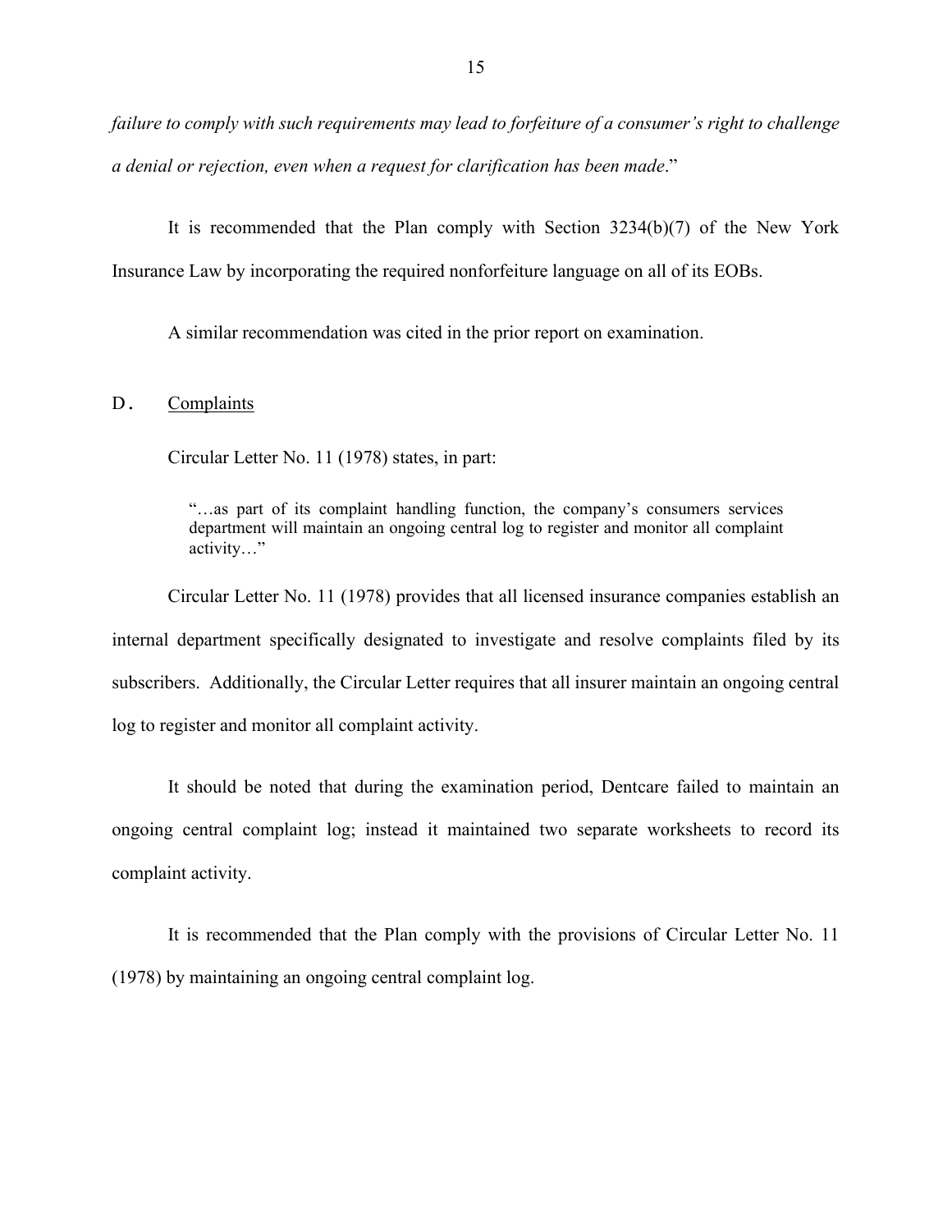*failure to comply with such requirements may lead to forfeiture of a consumer's right to challenge a denial or rejection, even when a request for clarification has been made*."

It is recommended that the Plan comply with Section 3234(b)(7) of the New York Insurance Law by incorporating the required nonforfeiture language on all of its EOBs.

A similar recommendation was cited in the prior report on examination.

## D. Complaints

Circular Letter No. 11 (1978) states, in part:

> "…as part of its complaint handling function, the company's consumers services department will maintain an ongoing central log to register and monitor all complaint activity…"

Circular Letter No. 11 (1978) provides that all licensed insurance companies establish an internal department specifically designated to investigate and resolve complaints filed by its subscribers. Additionally, the Circular Letter requires that all insurer maintain an ongoing central log to register and monitor all complaint activity.

It should be noted that during the examination period, Dentcare failed to maintain an ongoing central complaint log; instead it maintained two separate worksheets to record its complaint activity.

It is recommended that the Plan comply with the provisions of Circular Letter No. 11 (1978) by maintaining an ongoing central complaint log.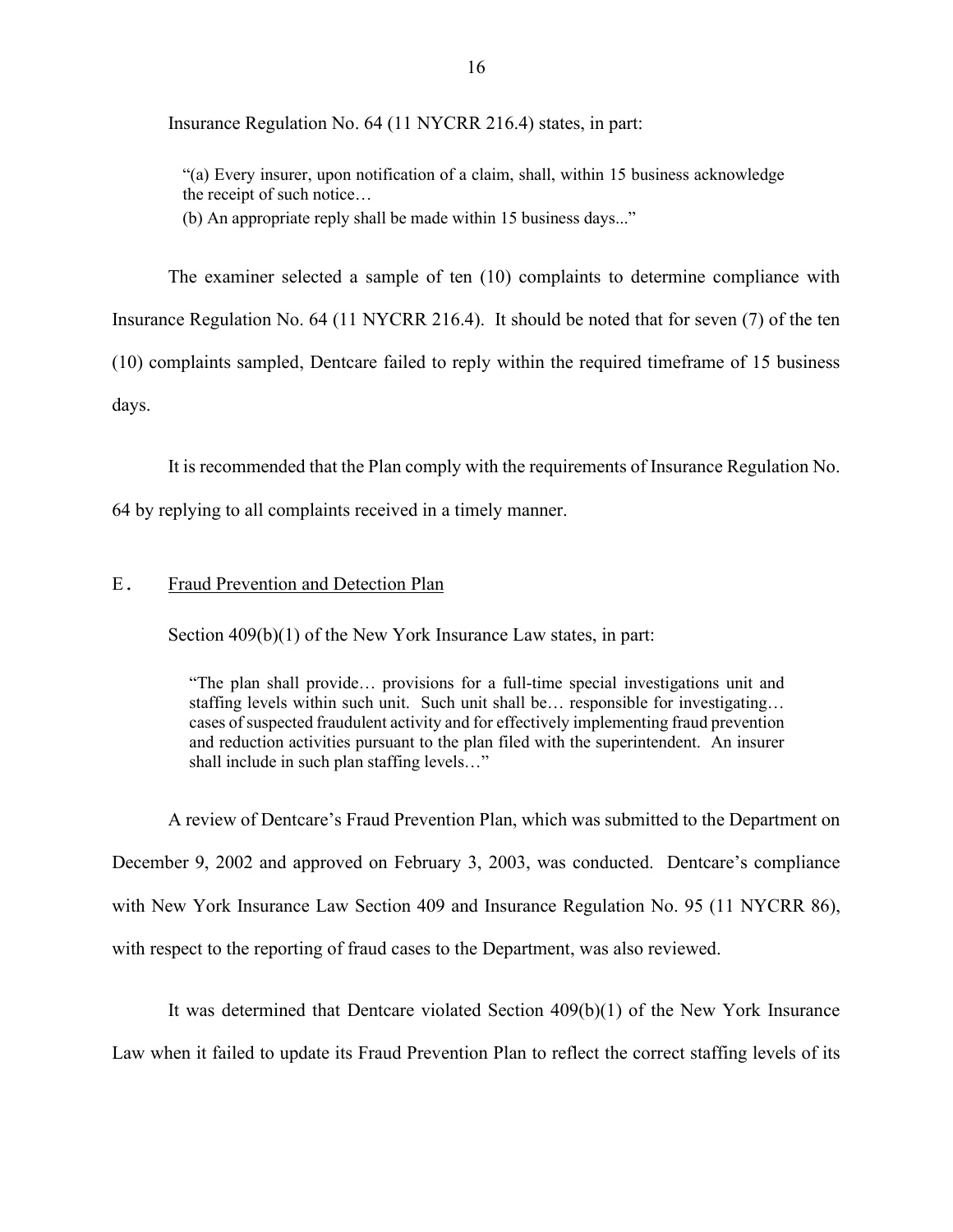Insurance Regulation No. 64 (11 NYCRR 216.4) states, in part:

> "(a) Every insurer, upon notification of a claim, shall, within 15 business acknowledge the receipt of such notice…
>
> (b) An appropriate reply shall be made within 15 business days..."

The examiner selected a sample of ten (10) complaints to determine compliance with Insurance Regulation No. 64 (11 NYCRR 216.4). It should be noted that for seven (7) of the ten (10) complaints sampled, Dentcare failed to reply within the required timeframe of 15 business days.

It is recommended that the Plan comply with the requirements of Insurance Regulation No. 64 by replying to all complaints received in a timely manner.

## E. Fraud Prevention and Detection Plan

Section 409(b)(1) of the New York Insurance Law states, in part:

> "The plan shall provide… provisions for a full-time special investigations unit and staffing levels within such unit. Such unit shall be… responsible for investigating… cases of suspected fraudulent activity and for effectively implementing fraud prevention and reduction activities pursuant to the plan filed with the superintendent. An insurer shall include in such plan staffing levels…"

A review of Dentcare's Fraud Prevention Plan, which was submitted to the Department on December 9, 2002 and approved on February 3, 2003, was conducted. Dentcare's compliance with New York Insurance Law Section 409 and Insurance Regulation No. 95 (11 NYCRR 86), with respect to the reporting of fraud cases to the Department, was also reviewed.

It was determined that Dentcare violated Section 409(b)(1) of the New York Insurance Law when it failed to update its Fraud Prevention Plan to reflect the correct staffing levels of its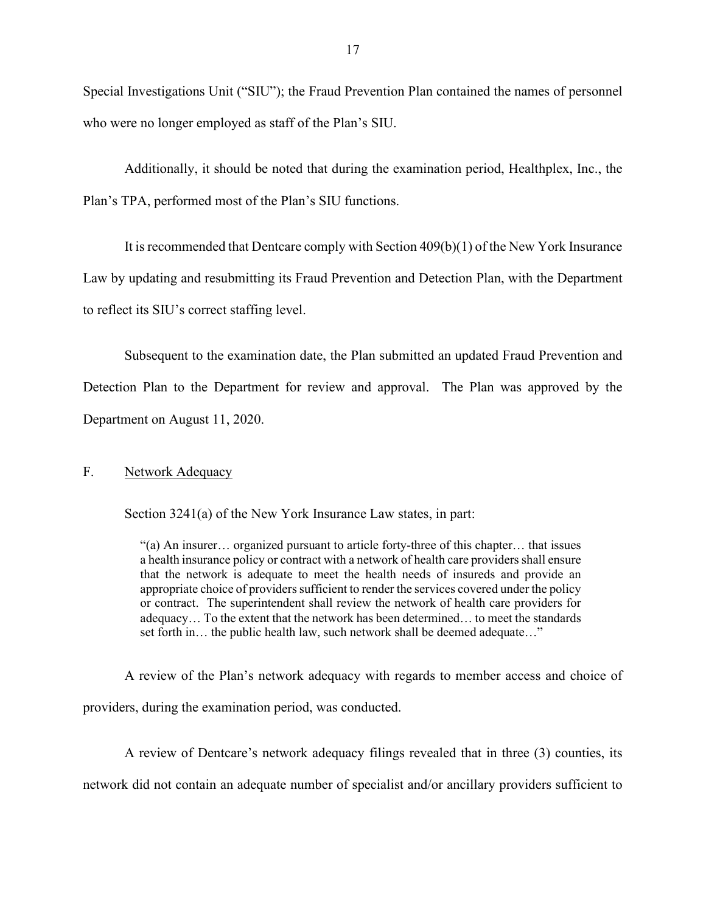Special Investigations Unit ("SIU"); the Fraud Prevention Plan contained the names of personnel who were no longer employed as staff of the Plan's SIU.

Additionally, it should be noted that during the examination period, Healthplex, Inc., the Plan's TPA, performed most of the Plan's SIU functions.

It is recommended that Dentcare comply with Section 409(b)(1) of the New York Insurance Law by updating and resubmitting its Fraud Prevention and Detection Plan, with the Department to reflect its SIU's correct staffing level.

Subsequent to the examination date, the Plan submitted an updated Fraud Prevention and Detection Plan to the Department for review and approval. The Plan was approved by the Department on August 11, 2020.

## F. Network Adequacy

Section 3241(a) of the New York Insurance Law states, in part:

> "(a) An insurer… organized pursuant to article forty-three of this chapter… that issues a health insurance policy or contract with a network of health care providers shall ensure that the network is adequate to meet the health needs of insureds and provide an appropriate choice of providers sufficient to render the services covered under the policy or contract. The superintendent shall review the network of health care providers for adequacy… To the extent that the network has been determined… to meet the standards set forth in… the public health law, such network shall be deemed adequate…"

A review of the Plan's network adequacy with regards to member access and choice of providers, during the examination period, was conducted.

A review of Dentcare's network adequacy filings revealed that in three (3) counties, its network did not contain an adequate number of specialist and/or ancillary providers sufficient to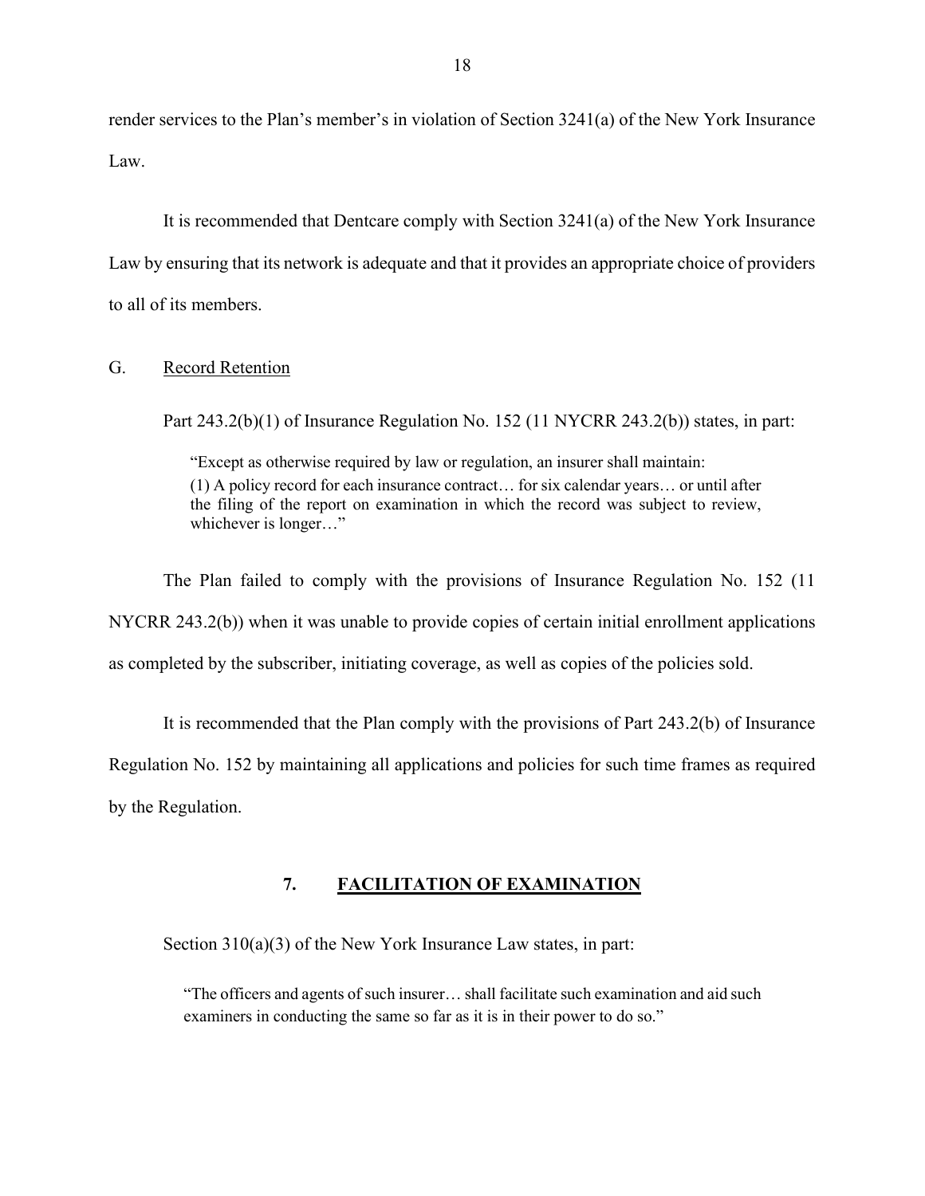render services to the Plan's member's in violation of Section 3241(a) of the New York Insurance Law.

It is recommended that Dentcare comply with Section 3241(a) of the New York Insurance Law by ensuring that its network is adequate and that it provides an appropriate choice of providers to all of its members.

G. Record Retention

Part 243.2(b)(1) of Insurance Regulation No. 152 (11 NYCRR 243.2(b)) states, in part:

> "Except as otherwise required by law or regulation, an insurer shall maintain:
> (1) A policy record for each insurance contract… for six calendar years… or until after the filing of the report on examination in which the record was subject to review, whichever is longer…"

The Plan failed to comply with the provisions of Insurance Regulation No. 152 (11 NYCRR 243.2(b)) when it was unable to provide copies of certain initial enrollment applications as completed by the subscriber, initiating coverage, as well as copies of the policies sold.

It is recommended that the Plan comply with the provisions of Part 243.2(b) of Insurance Regulation No. 152 by maintaining all applications and policies for such time frames as required by the Regulation.

## 7. FACILITATION OF EXAMINATION

Section 310(a)(3) of the New York Insurance Law states, in part:

> "The officers and agents of such insurer… shall facilitate such examination and aid such examiners in conducting the same so far as it is in their power to do so."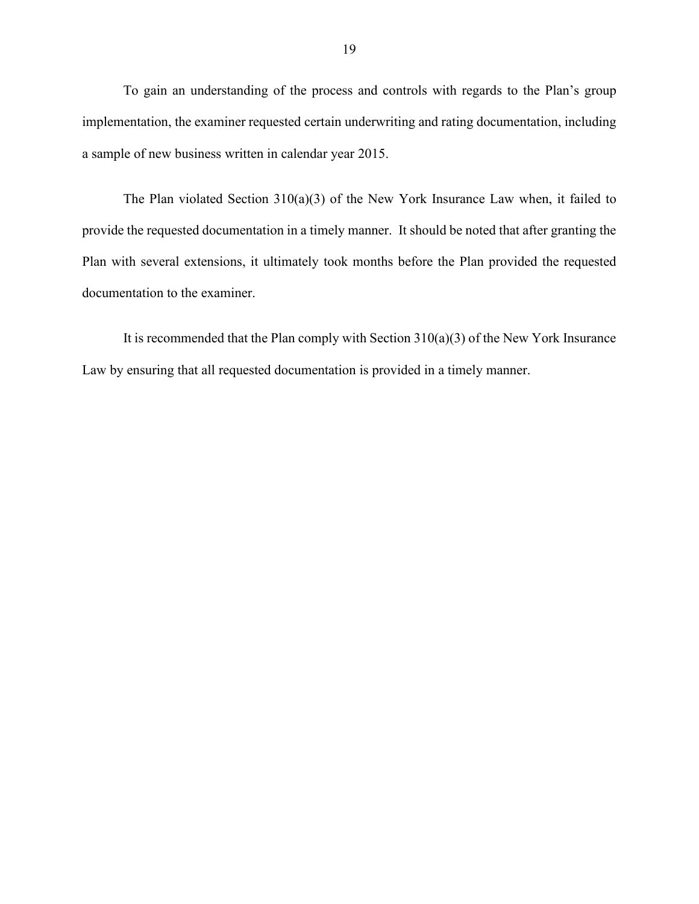To gain an understanding of the process and controls with regards to the Plan's group implementation, the examiner requested certain underwriting and rating documentation, including a sample of new business written in calendar year 2015.

The Plan violated Section 310(a)(3) of the New York Insurance Law when, it failed to provide the requested documentation in a timely manner. It should be noted that after granting the Plan with several extensions, it ultimately took months before the Plan provided the requested documentation to the examiner.

It is recommended that the Plan comply with Section 310(a)(3) of the New York Insurance Law by ensuring that all requested documentation is provided in a timely manner.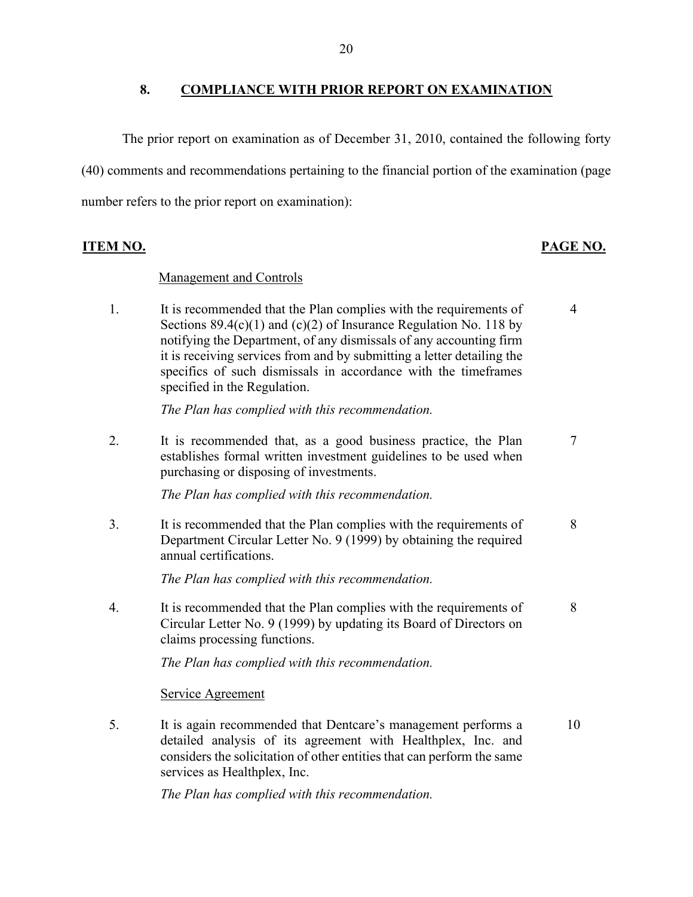## 8. COMPLIANCE WITH PRIOR REPORT ON EXAMINATION

The prior report on examination as of December 31, 2010, contained the following forty (40) comments and recommendations pertaining to the financial portion of the examination (page number refers to the prior report on examination):

| ITEM NO. | | PAGE NO. |
|---|---|---|
| | Management and Controls | |
| 1. | It is recommended that the Plan complies with the requirements of Sections 89.4(c)(1) and (c)(2) of Insurance Regulation No. 118 by notifying the Department, of any dismissals of any accounting firm it is receiving services from and by submitting a letter detailing the specifics of such dismissals in accordance with the timeframes specified in the Regulation.<br><br>*The Plan has complied with this recommendation.* | 4 |
| 2. | It is recommended that, as a good business practice, the Plan establishes formal written investment guidelines to be used when purchasing or disposing of investments.<br><br>*The Plan has complied with this recommendation.* | 7 |
| 3. | It is recommended that the Plan complies with the requirements of Department Circular Letter No. 9 (1999) by obtaining the required annual certifications.<br><br>*The Plan has complied with this recommendation.* | 8 |
| 4. | It is recommended that the Plan complies with the requirements of Circular Letter No. 9 (1999) by updating its Board of Directors on claims processing functions.<br><br>*The Plan has complied with this recommendation.* | 8 |
| | Service Agreement | |
| 5. | It is again recommended that Dentcare's management performs a detailed analysis of its agreement with Healthplex, Inc. and considers the solicitation of other entities that can perform the same services as Healthplex, Inc.<br><br>*The Plan has complied with this recommendation.* | 10 |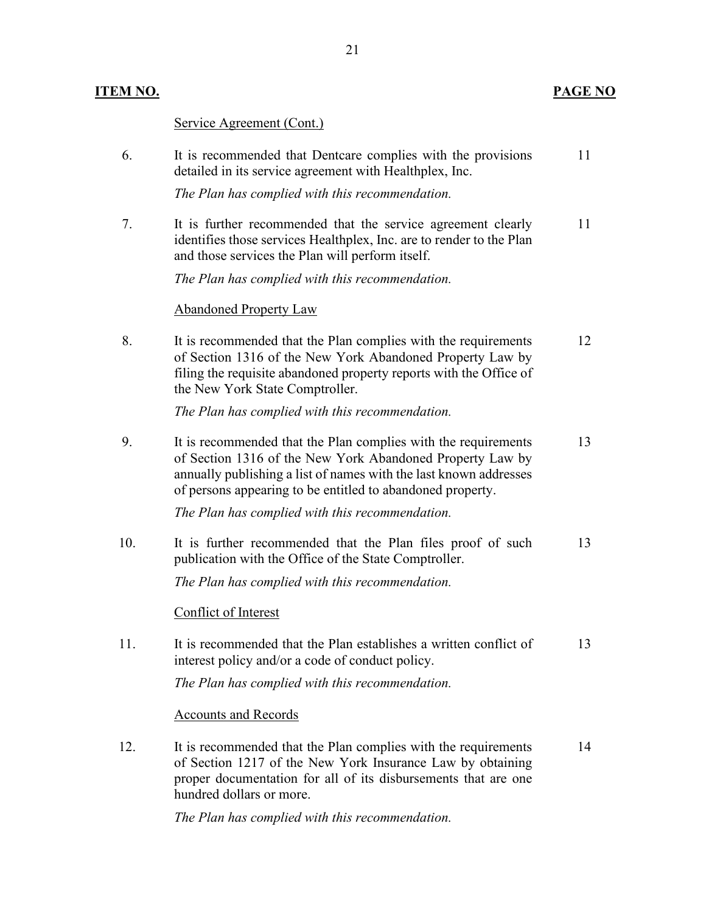| ITEM NO. | | PAGE NO |
|---|---|---|
| | Service Agreement (Cont.) | |
| 6. | It is recommended that Dentcare complies with the provisions detailed in its service agreement with Healthplex, Inc.<br>*The Plan has complied with this recommendation.* | 11 |
| 7. | It is further recommended that the service agreement clearly identifies those services Healthplex, Inc. are to render to the Plan and those services the Plan will perform itself.<br>*The Plan has complied with this recommendation.* | 11 |
| | Abandoned Property Law | |
| 8. | It is recommended that the Plan complies with the requirements of Section 1316 of the New York Abandoned Property Law by filing the requisite abandoned property reports with the Office of the New York State Comptroller.<br>*The Plan has complied with this recommendation.* | 12 |
| 9. | It is recommended that the Plan complies with the requirements of Section 1316 of the New York Abandoned Property Law by annually publishing a list of names with the last known addresses of persons appearing to be entitled to abandoned property.<br>*The Plan has complied with this recommendation.* | 13 |
| 10. | It is further recommended that the Plan files proof of such publication with the Office of the State Comptroller.<br>*The Plan has complied with this recommendation.* | 13 |
| | Conflict of Interest | |
| 11. | It is recommended that the Plan establishes a written conflict of interest policy and/or a code of conduct policy.<br>*The Plan has complied with this recommendation.* | 13 |
| | Accounts and Records | |
| 12. | It is recommended that the Plan complies with the requirements of Section 1217 of the New York Insurance Law by obtaining proper documentation for all of its disbursements that are one hundred dollars or more.<br>*The Plan has complied with this recommendation.* | 14 |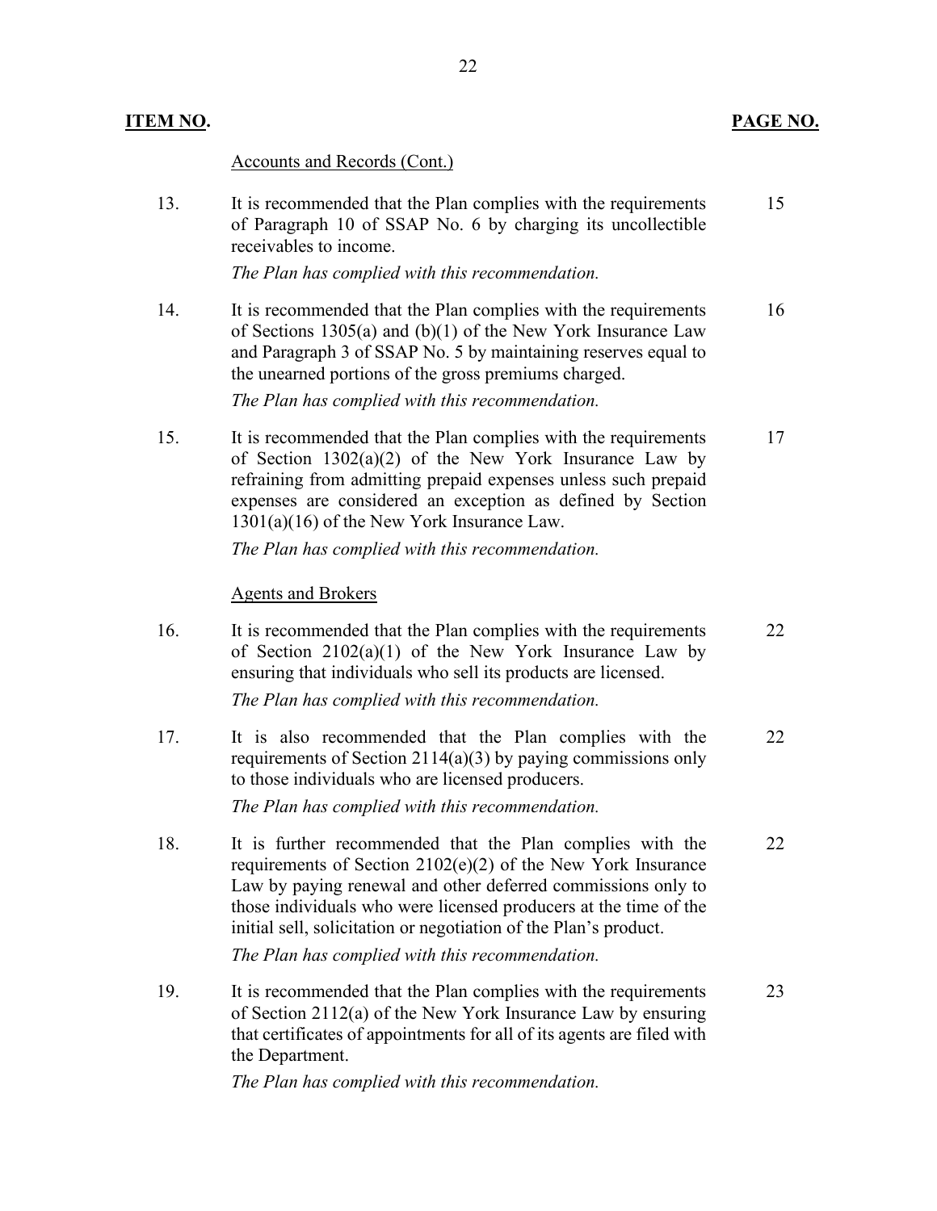| ITEM NO. | | PAGE NO. |
|---|---|---|
| | Accounts and Records (Cont.) | |
| 13. | It is recommended that the Plan complies with the requirements of Paragraph 10 of SSAP No. 6 by charging its uncollectible receivables to income.<br>*The Plan has complied with this recommendation.* | 15 |
| 14. | It is recommended that the Plan complies with the requirements of Sections 1305(a) and (b)(1) of the New York Insurance Law and Paragraph 3 of SSAP No. 5 by maintaining reserves equal to the unearned portions of the gross premiums charged.<br>*The Plan has complied with this recommendation.* | 16 |
| 15. | It is recommended that the Plan complies with the requirements of Section 1302(a)(2) of the New York Insurance Law by refraining from admitting prepaid expenses unless such prepaid expenses are considered an exception as defined by Section 1301(a)(16) of the New York Insurance Law.<br>*The Plan has complied with this recommendation.* | 17 |
| | Agents and Brokers | |
| 16. | It is recommended that the Plan complies with the requirements of Section 2102(a)(1) of the New York Insurance Law by ensuring that individuals who sell its products are licensed.<br>*The Plan has complied with this recommendation.* | 22 |
| 17. | It is also recommended that the Plan complies with the requirements of Section 2114(a)(3) by paying commissions only to those individuals who are licensed producers.<br>*The Plan has complied with this recommendation.* | 22 |
| 18. | It is further recommended that the Plan complies with the requirements of Section 2102(e)(2) of the New York Insurance Law by paying renewal and other deferred commissions only to those individuals who were licensed producers at the time of the initial sell, solicitation or negotiation of the Plan's product.<br>*The Plan has complied with this recommendation.* | 22 |
| 19. | It is recommended that the Plan complies with the requirements of Section 2112(a) of the New York Insurance Law by ensuring that certificates of appointments for all of its agents are filed with the Department.<br>*The Plan has complied with this recommendation.* | 23 |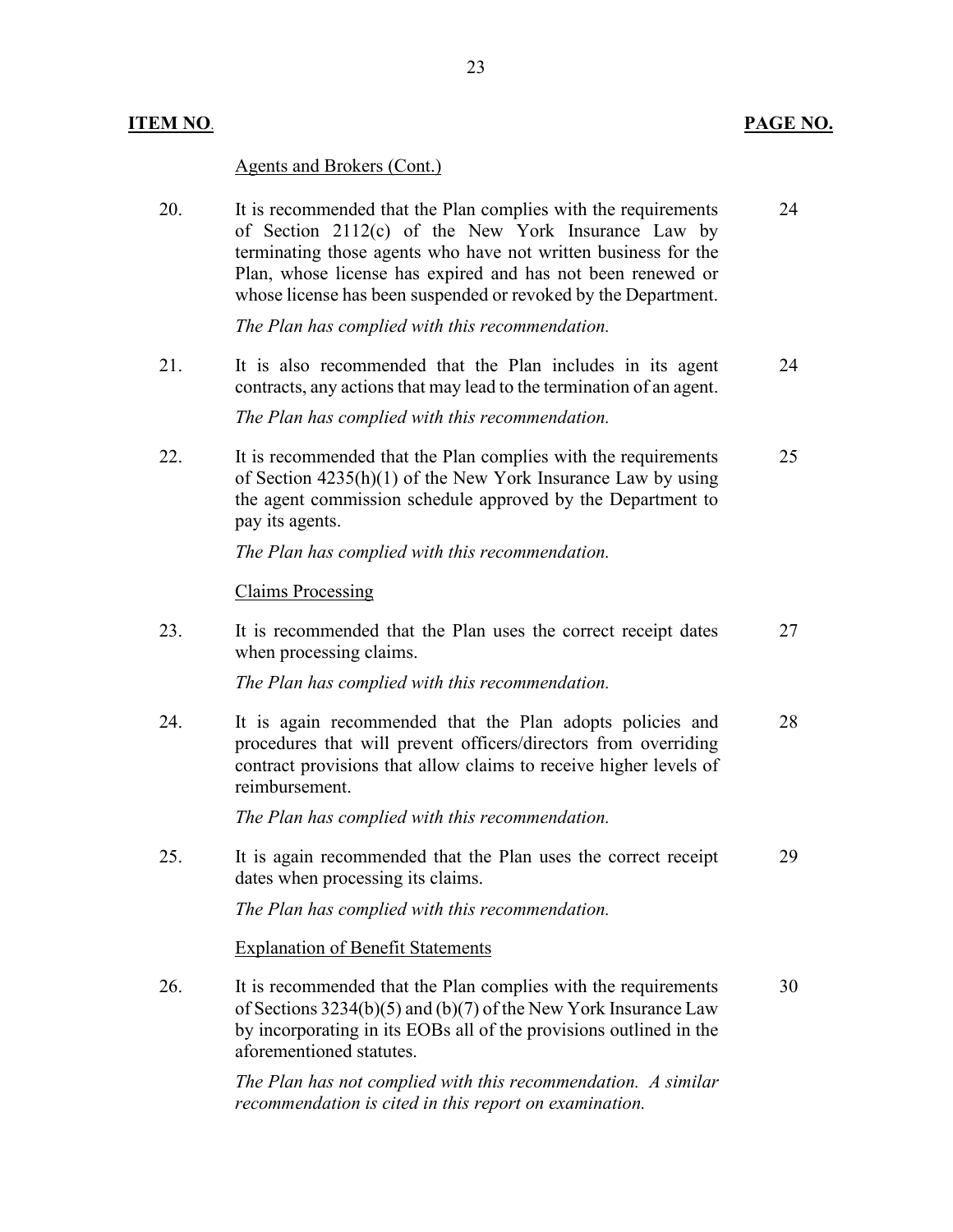| ITEM NO. | | PAGE NO. |
|---|---|---|
| | Agents and Brokers (Cont.) | |
| 20. | It is recommended that the Plan complies with the requirements of Section 2112(c) of the New York Insurance Law by terminating those agents who have not written business for the Plan, whose license has expired and has not been renewed or whose license has been suspended or revoked by the Department.<br><br>*The Plan has complied with this recommendation.* | 24 |
| 21. | It is also recommended that the Plan includes in its agent contracts, any actions that may lead to the termination of an agent.<br><br>*The Plan has complied with this recommendation.* | 24 |
| 22. | It is recommended that the Plan complies with the requirements of Section 4235(h)(1) of the New York Insurance Law by using the agent commission schedule approved by the Department to pay its agents.<br><br>*The Plan has complied with this recommendation.* | 25 |
| | Claims Processing | |
| 23. | It is recommended that the Plan uses the correct receipt dates when processing claims.<br><br>*The Plan has complied with this recommendation.* | 27 |
| 24. | It is again recommended that the Plan adopts policies and procedures that will prevent officers/directors from overriding contract provisions that allow claims to receive higher levels of reimbursement.<br><br>*The Plan has complied with this recommendation.* | 28 |
| 25. | It is again recommended that the Plan uses the correct receipt dates when processing its claims.<br><br>*The Plan has complied with this recommendation.* | 29 |
| | Explanation of Benefit Statements | |
| 26. | It is recommended that the Plan complies with the requirements of Sections 3234(b)(5) and (b)(7) of the New York Insurance Law by incorporating in its EOBs all of the provisions outlined in the aforementioned statutes.<br><br>*The Plan has not complied with this recommendation. A similar recommendation is cited in this report on examination.* | 30 |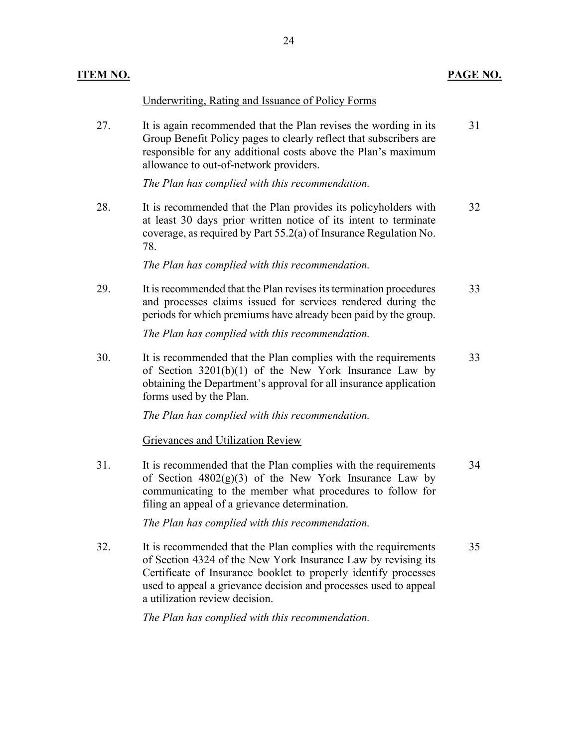| ITEM NO. | | PAGE NO. |
|---|---|---|
| | Underwriting, Rating and Issuance of Policy Forms | |
| 27. | It is again recommended that the Plan revises the wording in its Group Benefit Policy pages to clearly reflect that subscribers are responsible for any additional costs above the Plan's maximum allowance to out-of-network providers.<br><br>*The Plan has complied with this recommendation.* | 31 |
| 28. | It is recommended that the Plan provides its policyholders with at least 30 days prior written notice of its intent to terminate coverage, as required by Part 55.2(a) of Insurance Regulation No. 78.<br><br>*The Plan has complied with this recommendation.* | 32 |
| 29. | It is recommended that the Plan revises its termination procedures and processes claims issued for services rendered during the periods for which premiums have already been paid by the group.<br><br>*The Plan has complied with this recommendation.* | 33 |
| 30. | It is recommended that the Plan complies with the requirements of Section 3201(b)(1) of the New York Insurance Law by obtaining the Department's approval for all insurance application forms used by the Plan.<br><br>*The Plan has complied with this recommendation.* | 33 |
| | Grievances and Utilization Review | |
| 31. | It is recommended that the Plan complies with the requirements of Section 4802(g)(3) of the New York Insurance Law by communicating to the member what procedures to follow for filing an appeal of a grievance determination.<br><br>*The Plan has complied with this recommendation.* | 34 |
| 32. | It is recommended that the Plan complies with the requirements of Section 4324 of the New York Insurance Law by revising its Certificate of Insurance booklet to properly identify processes used to appeal a grievance decision and processes used to appeal a utilization review decision.<br><br>*The Plan has complied with this recommendation.* | 35 |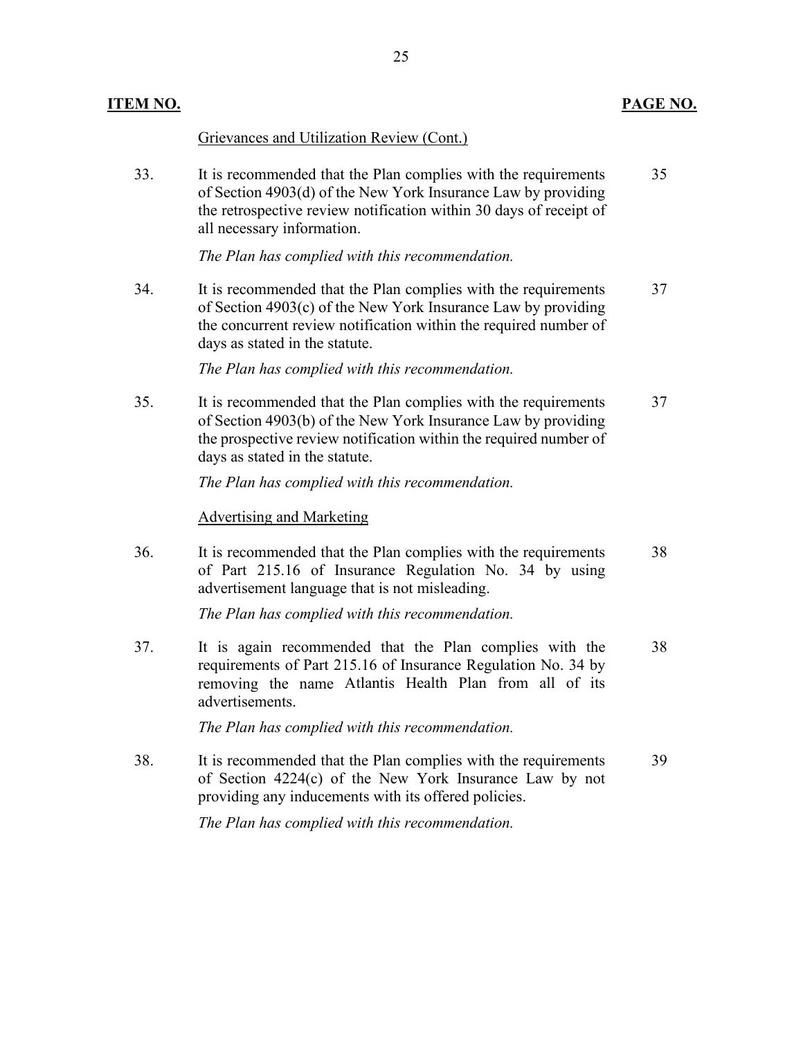| ITEM NO. | | PAGE NO. |
|---|---|---|
| | Grievances and Utilization Review (Cont.) | |
| 33. | It is recommended that the Plan complies with the requirements of Section 4903(d) of the New York Insurance Law by providing the retrospective review notification within 30 days of receipt of all necessary information.<br><br>*The Plan has complied with this recommendation.* | 35 |
| 34. | It is recommended that the Plan complies with the requirements of Section 4903(c) of the New York Insurance Law by providing the concurrent review notification within the required number of days as stated in the statute.<br><br>*The Plan has complied with this recommendation.* | 37 |
| 35. | It is recommended that the Plan complies with the requirements of Section 4903(b) of the New York Insurance Law by providing the prospective review notification within the required number of days as stated in the statute.<br><br>*The Plan has complied with this recommendation.* | 37 |
| | Advertising and Marketing | |
| 36. | It is recommended that the Plan complies with the requirements of Part 215.16 of Insurance Regulation No. 34 by using advertisement language that is not misleading.<br><br>*The Plan has complied with this recommendation.* | 38 |
| 37. | It is again recommended that the Plan complies with the requirements of Part 215.16 of Insurance Regulation No. 34 by removing the name Atlantis Health Plan from all of its advertisements.<br><br>*The Plan has complied with this recommendation.* | 38 |
| 38. | It is recommended that the Plan complies with the requirements of Section 4224(c) of the New York Insurance Law by not providing any inducements with its offered policies.<br><br>*The Plan has complied with this recommendation.* | 39 |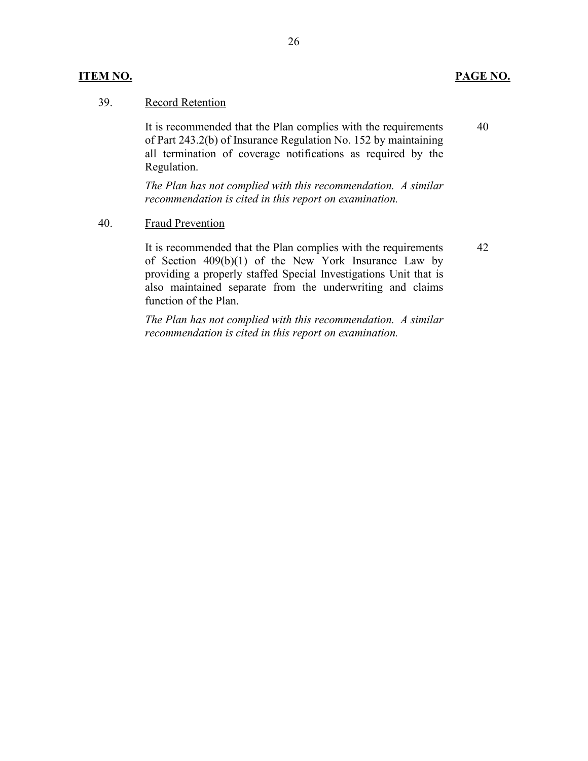| ITEM NO. | | PAGE NO. |
|---|---|---|
| 39. | Record Retention | |
| | It is recommended that the Plan complies with the requirements of Part 243.2(b) of Insurance Regulation No. 152 by maintaining all termination of coverage notifications as required by the Regulation. | 40 |
| | *The Plan has not complied with this recommendation. A similar recommendation is cited in this report on examination.* | |
| 40. | Fraud Prevention | |
| | It is recommended that the Plan complies with the requirements of Section 409(b)(1) of the New York Insurance Law by providing a properly staffed Special Investigations Unit that is also maintained separate from the underwriting and claims function of the Plan. | 42 |
| | *The Plan has not complied with this recommendation. A similar recommendation is cited in this report on examination.* | |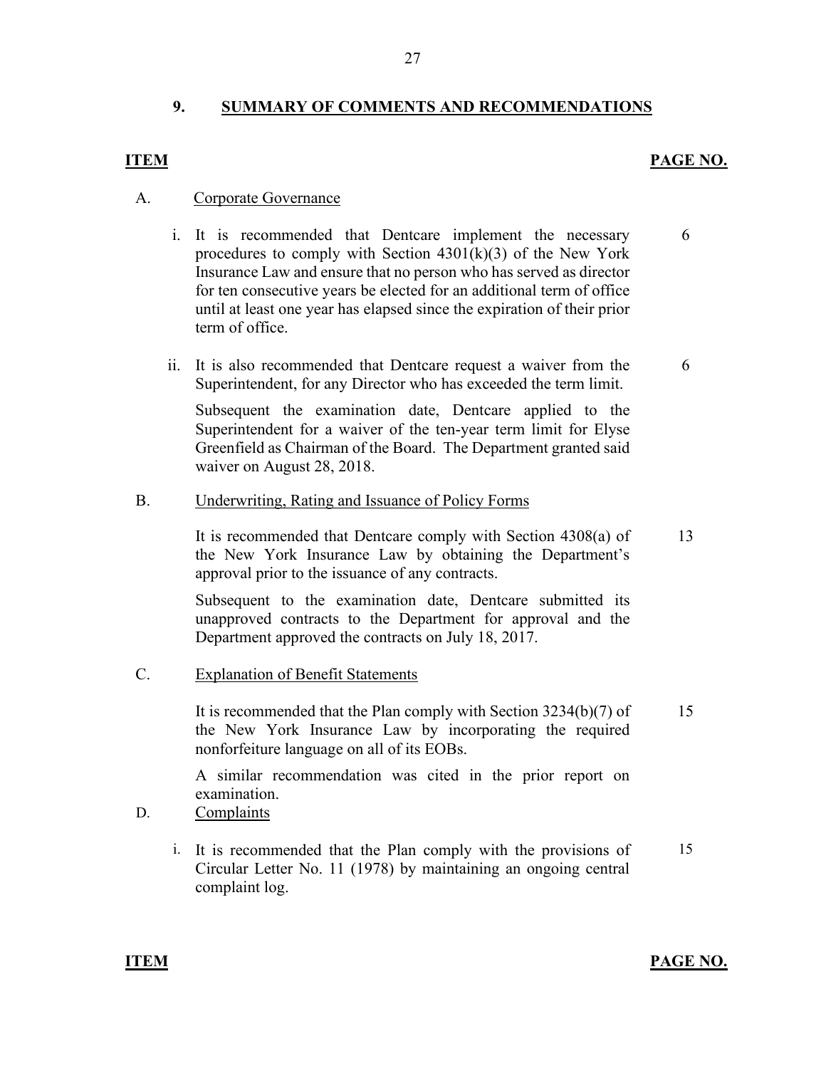## 9. SUMMARY OF COMMENTS AND RECOMMENDATIONS

| ITEM | | PAGE NO. |
|---|---|---|
| A. | Corporate Governance | |
| | i. It is recommended that Dentcare implement the necessary procedures to comply with Section 4301(k)(3) of the New York Insurance Law and ensure that no person who has served as director for ten consecutive years be elected for an additional term of office until at least one year has elapsed since the expiration of their prior term of office. | 6 |
| | ii. It is also recommended that Dentcare request a waiver from the Superintendent, for any Director who has exceeded the term limit. | 6 |
| | Subsequent the examination date, Dentcare applied to the Superintendent for a waiver of the ten-year term limit for Elyse Greenfield as Chairman of the Board. The Department granted said waiver on August 28, 2018. | |
| B. | Underwriting, Rating and Issuance of Policy Forms | |
| | It is recommended that Dentcare comply with Section 4308(a) of the New York Insurance Law by obtaining the Department's approval prior to the issuance of any contracts. | 13 |
| | Subsequent to the examination date, Dentcare submitted its unapproved contracts to the Department for approval and the Department approved the contracts on July 18, 2017. | |
| C. | Explanation of Benefit Statements | |
| | It is recommended that the Plan comply with Section 3234(b)(7) of the New York Insurance Law by incorporating the required nonforfeiture language on all of its EOBs. | 15 |
| | A similar recommendation was cited in the prior report on examination. | |
| D. | Complaints | |
| | i. It is recommended that the Plan comply with the provisions of Circular Letter No. 11 (1978) by maintaining an ongoing central complaint log. | 15 |

**ITEM** **PAGE NO.**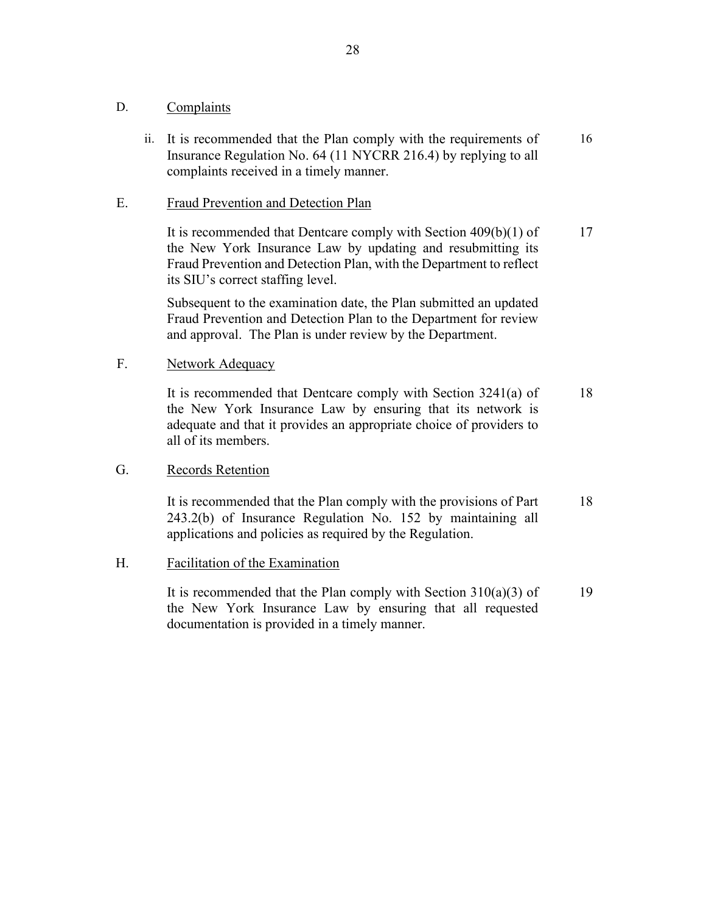D. Complaints

ii. It is recommended that the Plan comply with the requirements of Insurance Regulation No. 64 (11 NYCRR 216.4) by replying to all complaints received in a timely manner. — 16

E. Fraud Prevention and Detection Plan

It is recommended that Dentcare comply with Section 409(b)(1) of the New York Insurance Law by updating and resubmitting its Fraud Prevention and Detection Plan, with the Department to reflect its SIU's correct staffing level. — 17

Subsequent to the examination date, the Plan submitted an updated Fraud Prevention and Detection Plan to the Department for review and approval. The Plan is under review by the Department.

F. Network Adequacy

It is recommended that Dentcare comply with Section 3241(a) of the New York Insurance Law by ensuring that its network is adequate and that it provides an appropriate choice of providers to all of its members. — 18

G. Records Retention

It is recommended that the Plan comply with the provisions of Part 243.2(b) of Insurance Regulation No. 152 by maintaining all applications and policies as required by the Regulation. — 18

H. Facilitation of the Examination

It is recommended that the Plan comply with Section 310(a)(3) of the New York Insurance Law by ensuring that all requested documentation is provided in a timely manner. — 19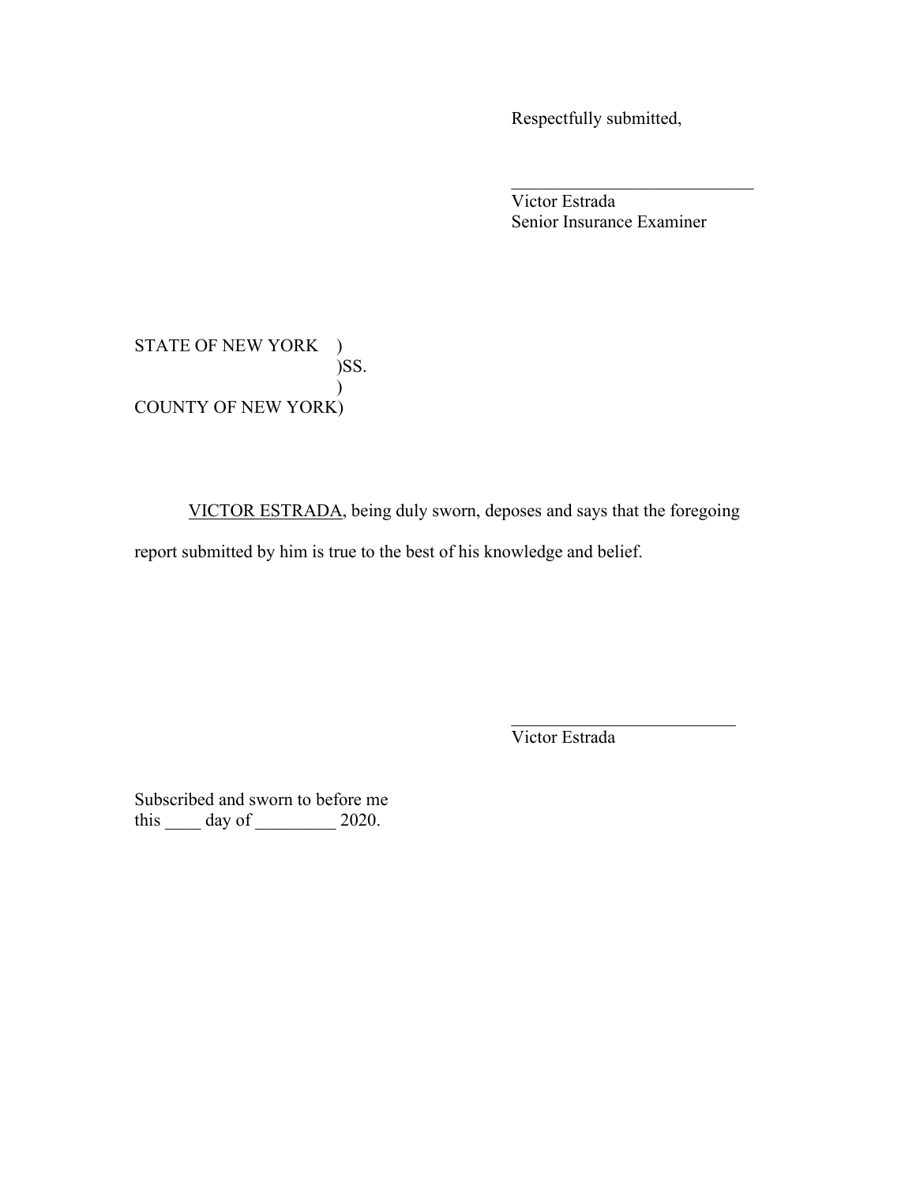Respectfully submitted,

\_\_\_\_\_\_\_\_\_\_\_\_\_\_\_\_\_\_\_\_\_\_\_\_\_\_\_\_
Victor Estrada
Senior Insurance Examiner

STATE OF NEW YORK )
)SS.
)
COUNTY OF NEW YORK)

VICTOR ESTRADA, being duly sworn, deposes and says that the foregoing report submitted by him is true to the best of his knowledge and belief.

\_\_\_\_\_\_\_\_\_\_\_\_\_\_\_\_\_\_\_\_\_\_\_\_\_\_
Victor Estrada

Subscribed and sworn to before me
this \_\_\_\_ day of \_\_\_\_\_\_\_\_\_ 2020.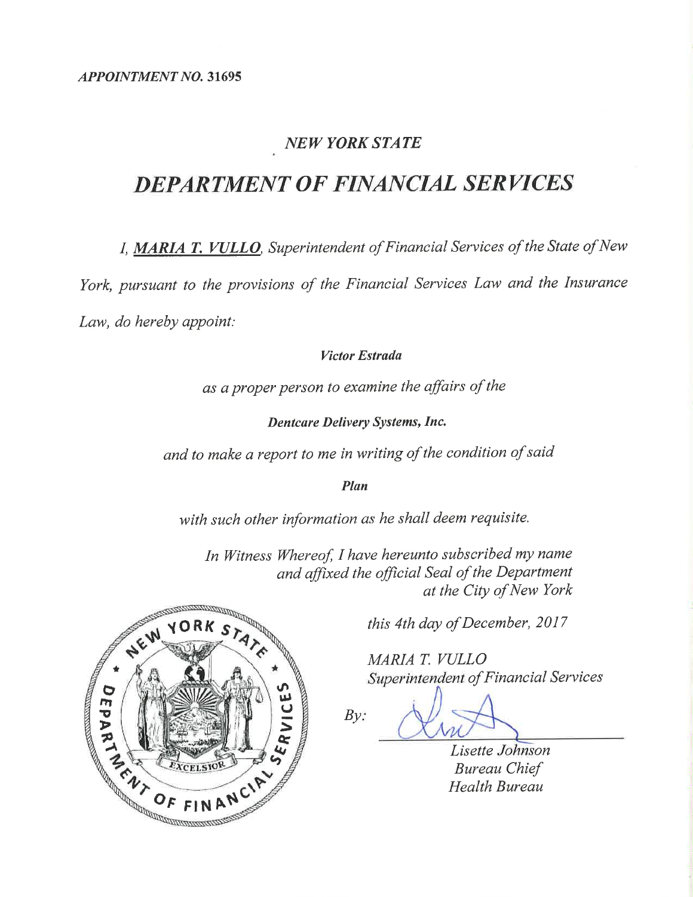*APPOINTMENT NO.* **31695**

## *NEW YORK STATE*

# *DEPARTMENT OF FINANCIAL SERVICES*

*I,* ***MARIA T. VULLO****, Superintendent of Financial Services of the State of New York, pursuant to the provisions of the Financial Services Law and the Insurance Law, do hereby appoint:*

***Victor Estrada***

*as a proper person to examine the affairs of the*

***Dentcare Delivery Systems, Inc.***

*and to make a report to me in writing of the condition of said*

***Plan***

*with such other information as he shall deem requisite.*

*In Witness Whereof, I have hereunto subscribed my name and affixed the official Seal of the Department at the City of New York*

*this 4th day of December, 2017*

*MARIA T. VULLO*
*Superintendent of Financial Services*

*By:*

*Lisette Johnson*
*Bureau Chief*
*Health Bureau*